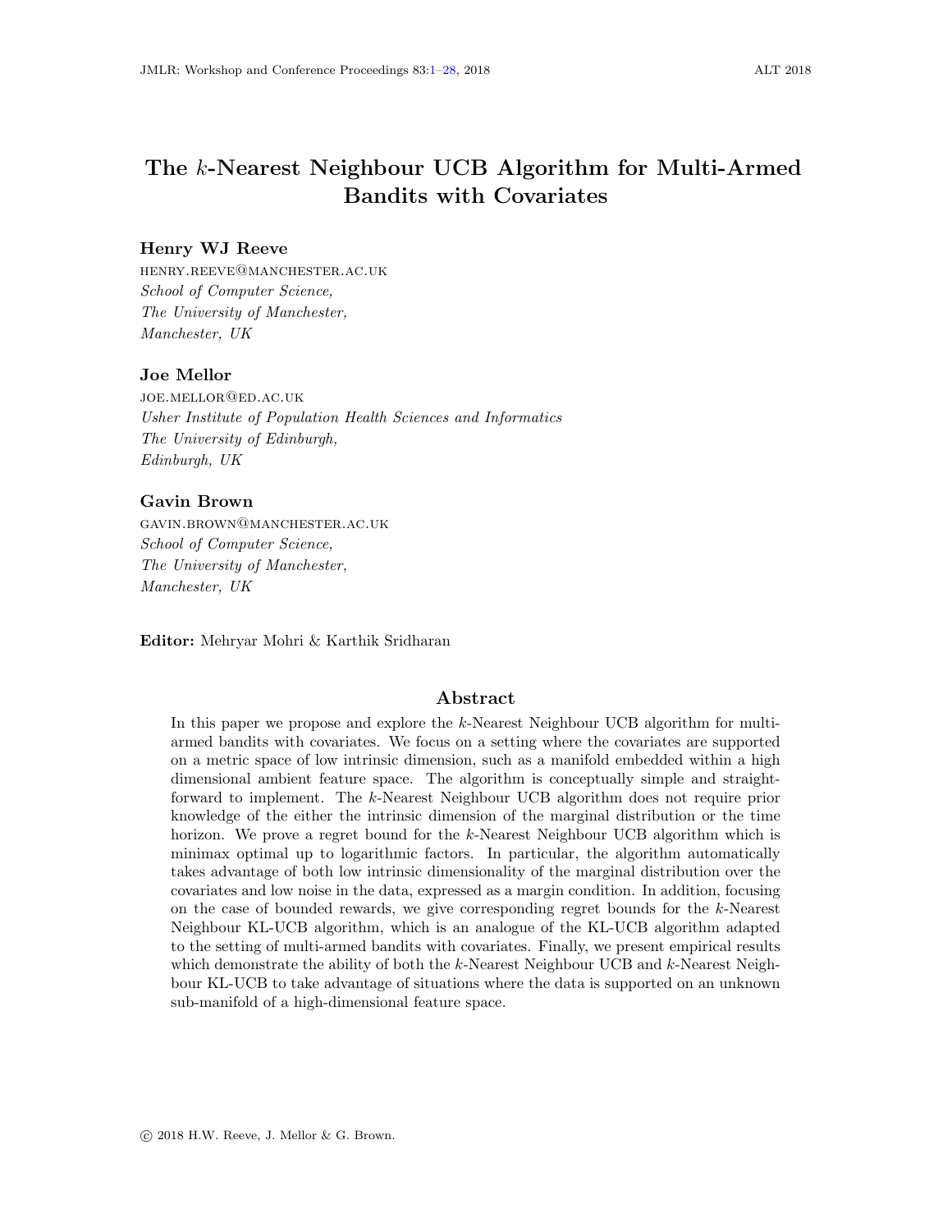# The $k$-Nearest Neighbour UCB Algorithm for Multi-Armed Bandits with Covariates

**Henry WJ Reeve**
HENRY.REEVE@MANCHESTER.AC.UK
*School of Computer Science,*
*The University of Manchester,*
*Manchester, UK*

**Joe Mellor**
JOE.MELLOR@ED.AC.UK
*Usher Institute of Population Health Sciences and Informatics*
*The University of Edinburgh,*
*Edinburgh, UK*

**Gavin Brown**
GAVIN.BROWN@MANCHESTER.AC.UK
*School of Computer Science,*
*The University of Manchester,*
*Manchester, UK*

**Editor:** Mehryar Mohri & Karthik Sridharan

## Abstract

In this paper we propose and explore the $k$-Nearest Neighbour UCB algorithm for multi-armed bandits with covariates. We focus on a setting where the covariates are supported on a metric space of low intrinsic dimension, such as a manifold embedded within a high dimensional ambient feature space. The algorithm is conceptually simple and straightforward to implement. The $k$-Nearest Neighbour UCB algorithm does not require prior knowledge of the either the intrinsic dimension of the marginal distribution or the time horizon. We prove a regret bound for the $k$-Nearest Neighbour UCB algorithm which is minimax optimal up to logarithmic factors. In particular, the algorithm automatically takes advantage of both low intrinsic dimensionality of the marginal distribution over the covariates and low noise in the data, expressed as a margin condition. In addition, focusing on the case of bounded rewards, we give corresponding regret bounds for the $k$-Nearest Neighbour KL-UCB algorithm, which is an analogue of the KL-UCB algorithm adapted to the setting of multi-armed bandits with covariates. Finally, we present empirical results which demonstrate the ability of both the $k$-Nearest Neighbour UCB and $k$-Nearest Neighbour KL-UCB to take advantage of situations where the data is supported on an unknown sub-manifold of a high-dimensional feature space.

© 2018 H.W. Reeve, J. Mellor & G. Brown.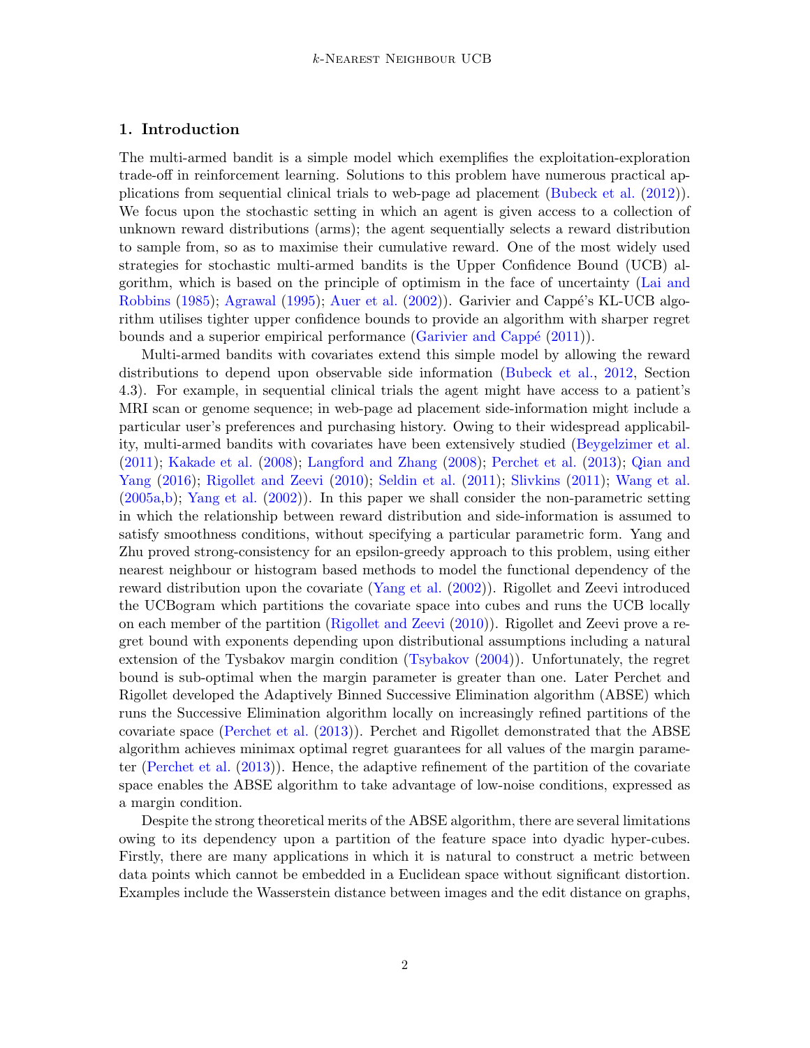## 1. Introduction

The multi-armed bandit is a simple model which exemplifies the exploitation-exploration trade-off in reinforcement learning. Solutions to this problem have numerous practical applications from sequential clinical trials to web-page ad placement (Bubeck et al. (2012)). We focus upon the stochastic setting in which an agent is given access to a collection of unknown reward distributions (arms); the agent sequentially selects a reward distribution to sample from, so as to maximise their cumulative reward. One of the most widely used strategies for stochastic multi-armed bandits is the Upper Confidence Bound (UCB) algorithm, which is based on the principle of optimism in the face of uncertainty (Lai and Robbins (1985); Agrawal (1995); Auer et al. (2002)). Garivier and Cappé's KL-UCB algorithm utilises tighter upper confidence bounds to provide an algorithm with sharper regret bounds and a superior empirical performance (Garivier and Cappé (2011)).

Multi-armed bandits with covariates extend this simple model by allowing the reward distributions to depend upon observable side information (Bubeck et al., 2012, Section 4.3). For example, in sequential clinical trials the agent might have access to a patient's MRI scan or genome sequence; in web-page ad placement side-information might include a particular user's preferences and purchasing history. Owing to their widespread applicability, multi-armed bandits with covariates have been extensively studied (Beygelzimer et al. (2011); Kakade et al. (2008); Langford and Zhang (2008); Perchet et al. (2013); Qian and Yang (2016); Rigollet and Zeevi (2010); Seldin et al. (2011); Slivkins (2011); Wang et al. (2005a,b); Yang et al. (2002)). In this paper we shall consider the non-parametric setting in which the relationship between reward distribution and side-information is assumed to satisfy smoothness conditions, without specifying a particular parametric form. Yang and Zhu proved strong-consistency for an epsilon-greedy approach to this problem, using either nearest neighbour or histogram based methods to model the functional dependency of the reward distribution upon the covariate (Yang et al. (2002)). Rigollet and Zeevi introduced the UCBogram which partitions the covariate space into cubes and runs the UCB locally on each member of the partition (Rigollet and Zeevi (2010)). Rigollet and Zeevi prove a regret bound with exponents depending upon distributional assumptions including a natural extension of the Tysbakov margin condition (Tsybakov (2004)). Unfortunately, the regret bound is sub-optimal when the margin parameter is greater than one. Later Perchet and Rigollet developed the Adaptively Binned Successive Elimination algorithm (ABSE) which runs the Successive Elimination algorithm locally on increasingly refined partitions of the covariate space (Perchet et al. (2013)). Perchet and Rigollet demonstrated that the ABSE algorithm achieves minimax optimal regret guarantees for all values of the margin parameter (Perchet et al. (2013)). Hence, the adaptive refinement of the partition of the covariate space enables the ABSE algorithm to take advantage of low-noise conditions, expressed as a margin condition.

Despite the strong theoretical merits of the ABSE algorithm, there are several limitations owing to its dependency upon a partition of the feature space into dyadic hyper-cubes. Firstly, there are many applications in which it is natural to construct a metric between data points which cannot be embedded in a Euclidean space without significant distortion. Examples include the Wasserstein distance between images and the edit distance on graphs,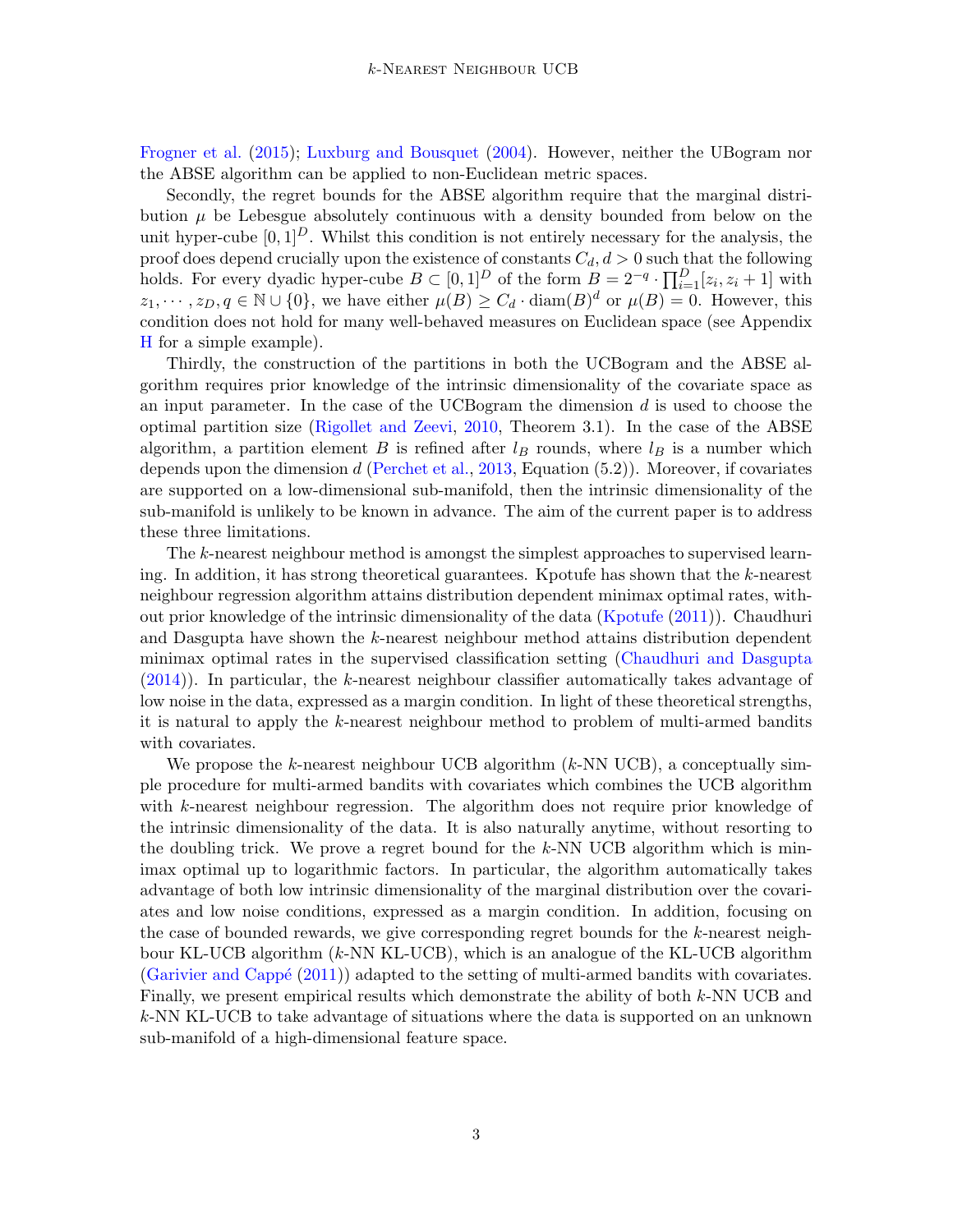Frogner et al. (2015); Luxburg and Bousquet (2004). However, neither the UBogram nor the ABSE algorithm can be applied to non-Euclidean metric spaces.

Secondly, the regret bounds for the ABSE algorithm require that the marginal distribution $\mu$ be Lebesgue absolutely continuous with a density bounded from below on the unit hyper-cube $[0,1]^D$. Whilst this condition is not entirely necessary for the analysis, the proof does depend crucially upon the existence of constants $C_d, d > 0$ such that the following holds. For every dyadic hyper-cube $B \subset [0,1]^D$ of the form $B = 2^{-q} \cdot \prod_{i=1}^{D}[z_i, z_i + 1]$ with $z_1, \cdots, z_D, q \in \mathbb{N} \cup \{0\}$, we have either $\mu(B) \geq C_d \cdot \text{diam}(B)^d$ or $\mu(B) = 0$. However, this condition does not hold for many well-behaved measures on Euclidean space (see Appendix H for a simple example).

Thirdly, the construction of the partitions in both the UCBogram and the ABSE algorithm requires prior knowledge of the intrinsic dimensionality of the covariate space as an input parameter. In the case of the UCBogram the dimension $d$ is used to choose the optimal partition size (Rigollet and Zeevi, 2010, Theorem 3.1). In the case of the ABSE algorithm, a partition element $B$ is refined after $l_B$ rounds, where $l_B$ is a number which depends upon the dimension $d$ (Perchet et al., 2013, Equation (5.2)). Moreover, if covariates are supported on a low-dimensional sub-manifold, then the intrinsic dimensionality of the sub-manifold is unlikely to be known in advance. The aim of the current paper is to address these three limitations.

The $k$-nearest neighbour method is amongst the simplest approaches to supervised learning. In addition, it has strong theoretical guarantees. Kpotufe has shown that the $k$-nearest neighbour regression algorithm attains distribution dependent minimax optimal rates, without prior knowledge of the intrinsic dimensionality of the data (Kpotufe (2011)). Chaudhuri and Dasgupta have shown the $k$-nearest neighbour method attains distribution dependent minimax optimal rates in the supervised classification setting (Chaudhuri and Dasgupta (2014)). In particular, the $k$-nearest neighbour classifier automatically takes advantage of low noise in the data, expressed as a margin condition. In light of these theoretical strengths, it is natural to apply the $k$-nearest neighbour method to problem of multi-armed bandits with covariates.

We propose the $k$-nearest neighbour UCB algorithm ($k$-NN UCB), a conceptually simple procedure for multi-armed bandits with covariates which combines the UCB algorithm with $k$-nearest neighbour regression. The algorithm does not require prior knowledge of the intrinsic dimensionality of the data. It is also naturally anytime, without resorting to the doubling trick. We prove a regret bound for the $k$-NN UCB algorithm which is minimax optimal up to logarithmic factors. In particular, the algorithm automatically takes advantage of both low intrinsic dimensionality of the marginal distribution over the covariates and low noise conditions, expressed as a margin condition. In addition, focusing on the case of bounded rewards, we give corresponding regret bounds for the $k$-nearest neighbour KL-UCB algorithm ($k$-NN KL-UCB), which is an analogue of the KL-UCB algorithm (Garivier and Cappé (2011)) adapted to the setting of multi-armed bandits with covariates. Finally, we present empirical results which demonstrate the ability of both $k$-NN UCB and $k$-NN KL-UCB to take advantage of situations where the data is supported on an unknown sub-manifold of a high-dimensional feature space.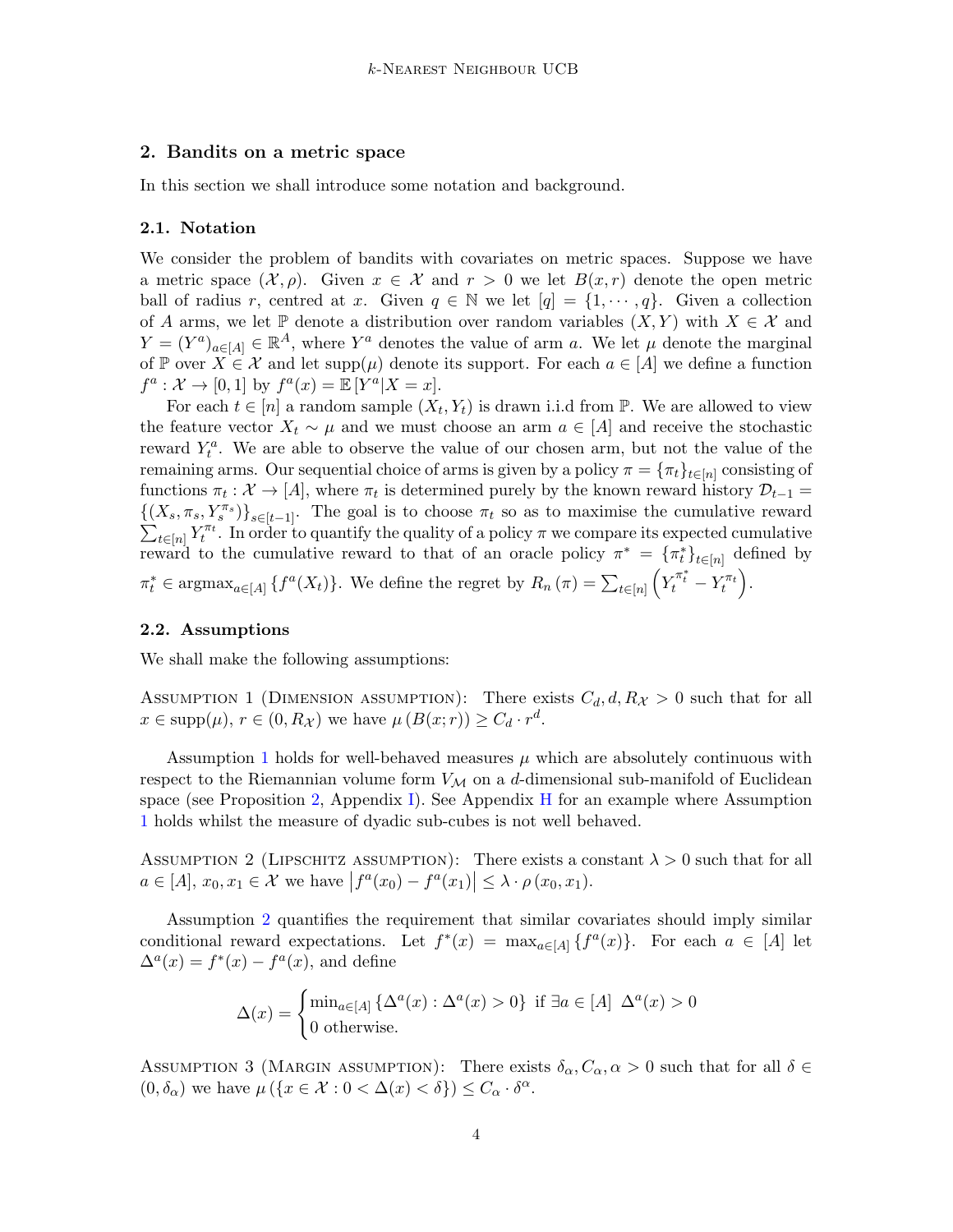## 2. Bandits on a metric space

In this section we shall introduce some notation and background.

### 2.1. Notation

We consider the problem of bandits with covariates on metric spaces. Suppose we have a metric space $(\mathcal{X}, \rho)$. Given $x \in \mathcal{X}$ and $r > 0$ we let $B(x, r)$ denote the open metric ball of radius $r$, centred at $x$. Given $q \in \mathbb{N}$ we let $[q] = \{1, \cdots, q\}$. Given a collection of $A$ arms, we let $\mathbb{P}$ denote a distribution over random variables $(X, Y)$ with $X \in \mathcal{X}$ and $Y = (Y^a)_{a \in [A]} \in \mathbb{R}^A$, where $Y^a$ denotes the value of arm $a$. We let $\mu$ denote the marginal of $\mathbb{P}$ over $X \in \mathcal{X}$ and let $\text{supp}(\mu)$ denote its support. For each $a \in [A]$ we define a function $f^a : \mathcal{X} \to [0, 1]$ by $f^a(x) = \mathbb{E}[Y^a | X = x]$.

For each $t \in [n]$ a random sample $(X_t, Y_t)$ is drawn i.i.d from $\mathbb{P}$. We are allowed to view the feature vector $X_t \sim \mu$ and we must choose an arm $a \in [A]$ and receive the stochastic reward $Y_t^a$. We are able to observe the value of our chosen arm, but not the value of the remaining arms. Our sequential choice of arms is given by a policy $\pi = \{\pi_t\}_{t \in [n]}$ consisting of functions $\pi_t : \mathcal{X} \to [A]$, where $\pi_t$ is determined purely by the known reward history $\mathcal{D}_{t-1} = \{(X_s, \pi_s, Y_s^{\pi_s})\}_{s \in [t-1]}$. The goal is to choose $\pi_t$ so as to maximise the cumulative reward $\sum_{t \in [n]} Y_t^{\pi_t}$. In order to quantify the quality of a policy $\pi$ we compare its expected cumulative reward to the cumulative reward to that of an oracle policy $\pi^* = \{\pi_t^*\}_{t \in [n]}$ defined by $\pi_t^* \in \text{argmax}_{a \in [A]} \{f^a(X_t)\}$. We define the regret by $R_n(\pi) = \sum_{t \in [n]} \left( Y_t^{\pi_t^*} - Y_t^{\pi_t} \right)$.

### 2.2. Assumptions

We shall make the following assumptions:

Assumption 1 (Dimension assumption): There exists $C_d, d, R_{\mathcal{X}} > 0$ such that for all $x \in \text{supp}(\mu)$, $r \in (0, R_{\mathcal{X}})$ we have $\mu(B(x; r)) \geq C_d \cdot r^d$.

Assumption 1 holds for well-behaved measures $\mu$ which are absolutely continuous with respect to the Riemannian volume form $V_{\mathcal{M}}$ on a $d$-dimensional sub-manifold of Euclidean space (see Proposition 2, Appendix I). See Appendix H for an example where Assumption 1 holds whilst the measure of dyadic sub-cubes is not well behaved.

Assumption 2 (Lipschitz assumption): There exists a constant $\lambda > 0$ such that for all $a \in [A]$, $x_0, x_1 \in \mathcal{X}$ we have $\left| f^a(x_0) - f^a(x_1) \right| \leq \lambda \cdot \rho(x_0, x_1)$.

Assumption 2 quantifies the requirement that similar covariates should imply similar conditional reward expectations. Let $f^*(x) = \max_{a \in [A]} \{f^a(x)\}$. For each $a \in [A]$ let $\Delta^a(x) = f^*(x) - f^a(x)$, and define

$$\Delta(x) = \begin{cases} \min_{a \in [A]} \{\Delta^a(x) : \Delta^a(x) > 0\} & \text{if } \exists a \in [A] \;\; \Delta^a(x) > 0 \\ 0 & \text{otherwise.} \end{cases}$$

Assumption 3 (Margin assumption): There exists $\delta_\alpha, C_\alpha, \alpha > 0$ such that for all $\delta \in (0, \delta_\alpha)$ we have $\mu(\{x \in \mathcal{X} : 0 < \Delta(x) < \delta\}) \leq C_\alpha \cdot \delta^\alpha$.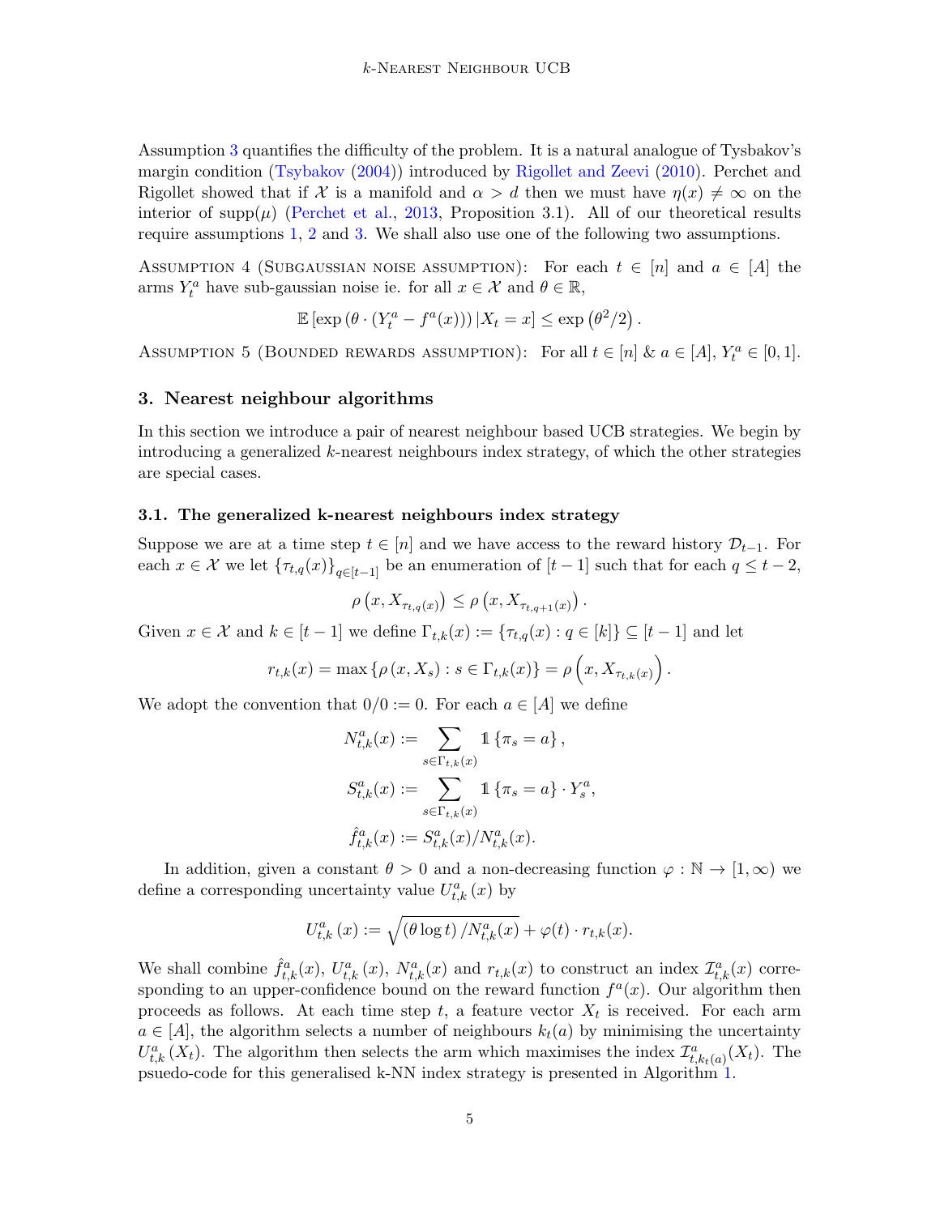Assumption 3 quantifies the difficulty of the problem. It is a natural analogue of Tysbakov's margin condition (Tsybakov (2004)) introduced by Rigollet and Zeevi (2010). Perchet and Rigollet showed that if $\mathcal{X}$ is a manifold and $\alpha > d$ then we must have $\eta(x) \neq \infty$ on the interior of $\text{supp}(\mu)$ (Perchet et al., 2013, Proposition 3.1). All of our theoretical results require assumptions 1, 2 and 3. We shall also use one of the following two assumptions.

Assumption 4 (Subgaussian noise assumption): For each $t \in [n]$ and $a \in [A]$ the arms $Y_t^a$ have sub-gaussian noise ie. for all $x \in \mathcal{X}$ and $\theta \in \mathbb{R}$,

$$\mathbb{E}\left[\exp\left(\theta \cdot \left(Y_t^a - f^a(x)\right)\right) | X_t = x\right] \leq \exp\left(\theta^2/2\right).$$

Assumption 5 (Bounded rewards assumption): For all $t \in [n]$ & $a \in [A]$, $Y_t^a \in [0, 1]$.

## 3. Nearest neighbour algorithms

In this section we introduce a pair of nearest neighbour based UCB strategies. We begin by introducing a generalized $k$-nearest neighbours index strategy, of which the other strategies are special cases.

### 3.1. The generalized k-nearest neighbours index strategy

Suppose we are at a time step $t \in [n]$ and we have access to the reward history $\mathcal{D}_{t-1}$. For each $x \in \mathcal{X}$ we let $\{\tau_{t,q}(x)\}_{q \in [t-1]}$ be an enumeration of $[t-1]$ such that for each $q \leq t-2$,

$$\rho\left(x, X_{\tau_{t,q}(x)}\right) \leq \rho\left(x, X_{\tau_{t,q+1}(x)}\right).$$

Given $x \in \mathcal{X}$ and $k \in [t-1]$ we define $\Gamma_{t,k}(x) := \{\tau_{t,q}(x) : q \in [k]\} \subseteq [t-1]$ and let

$$r_{t,k}(x) = \max\left\{\rho\left(x, X_s\right) : s \in \Gamma_{t,k}(x)\right\} = \rho\left(x, X_{\tau_{t,k}(x)}\right).$$

We adopt the convention that $0/0 := 0$. For each $a \in [A]$ we define

$$N_{t,k}^a(x) := \sum_{s \in \Gamma_{t,k}(x)} \mathbb{1}\left\{\pi_s = a\right\},$$

$$S_{t,k}^a(x) := \sum_{s \in \Gamma_{t,k}(x)} \mathbb{1}\left\{\pi_s = a\right\} \cdot Y_s^a,$$

$$\hat{f}_{t,k}^a(x) := S_{t,k}^a(x)/N_{t,k}^a(x).$$

In addition, given a constant $\theta > 0$ and a non-decreasing function $\varphi : \mathbb{N} \to [1, \infty)$ we define a corresponding uncertainty value $U_{t,k}^a(x)$ by

$$U_{t,k}^a(x) := \sqrt{\left(\theta \log t\right)/N_{t,k}^a(x)} + \varphi(t) \cdot r_{t,k}(x).$$

We shall combine $\hat{f}_{t,k}^a(x)$, $U_{t,k}^a(x)$, $N_{t,k}^a(x)$ and $r_{t,k}(x)$ to construct an index $\mathcal{I}_{t,k}^a(x)$ corresponding to an upper-confidence bound on the reward function $f^a(x)$. Our algorithm then proceeds as follows. At each time step $t$, a feature vector $X_t$ is received. For each arm $a \in [A]$, the algorithm selects a number of neighbours $k_t(a)$ by minimising the uncertainty $U_{t,k}^a(X_t)$. The algorithm then selects the arm which maximises the index $\mathcal{I}_{t,k_t(a)}^a(X_t)$. The psuedo-code for this generalised k-NN index strategy is presented in Algorithm 1.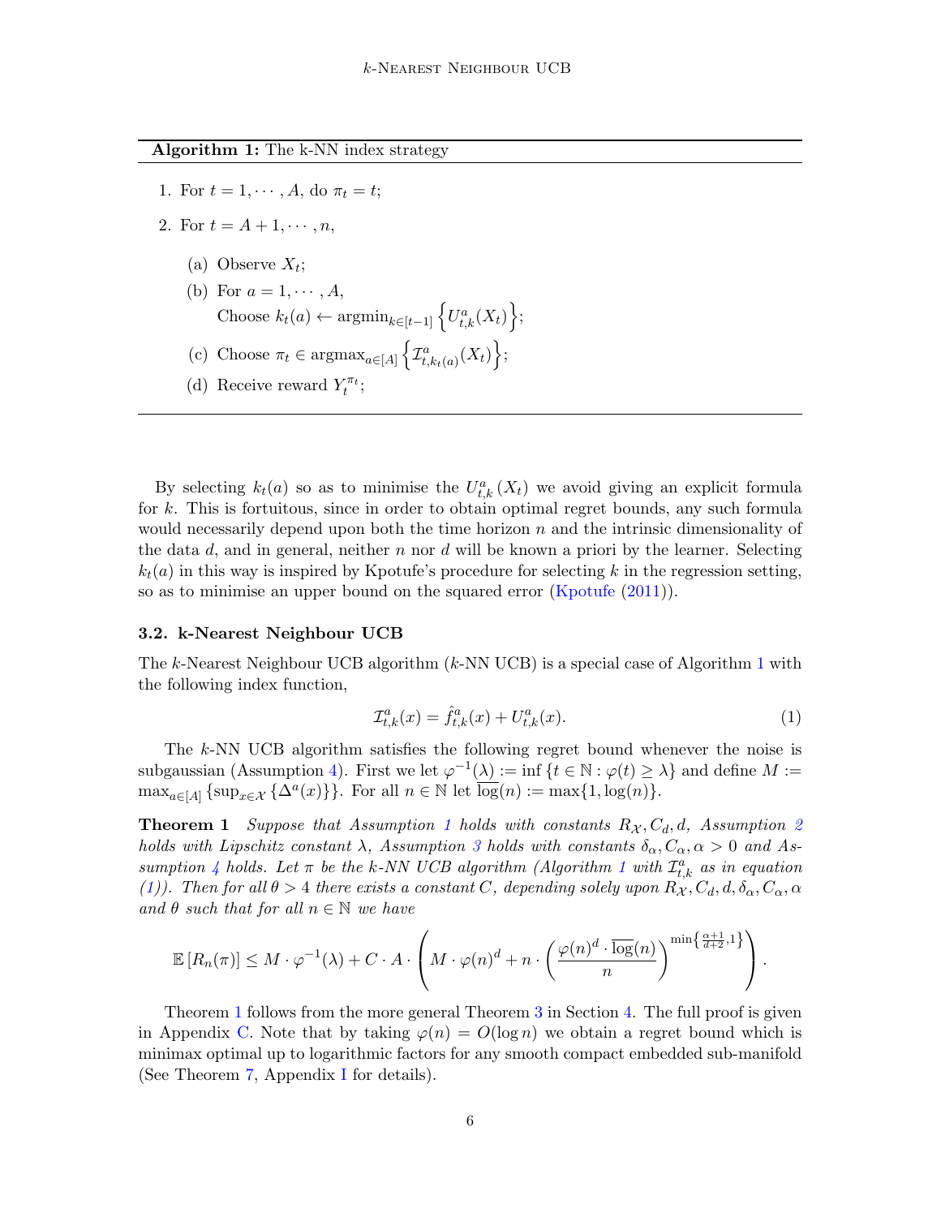**Algorithm 1:** The k-NN index strategy

1. For $t = 1, \cdots, A$, do $\pi_t = t$;
2. For $t = A+1, \cdots, n$,
   (a) Observe $X_t$;
   (b) For $a = 1, \cdots, A$,
   Choose $k_t(a) \leftarrow \text{argmin}_{k \in [t-1]} \left\{ U^a_{t,k}(X_t) \right\}$;
   (c) Choose $\pi_t \in \text{argmax}_{a \in [A]} \left\{ \mathcal{I}^a_{t,k_t(a)}(X_t) \right\}$;
   (d) Receive reward $Y^{\pi_t}_t$;

By selecting $k_t(a)$ so as to minimise the $U^a_{t,k}(X_t)$ we avoid giving an explicit formula for $k$. This is fortuitous, since in order to obtain optimal regret bounds, any such formula would necessarily depend upon both the time horizon $n$ and the intrinsic dimensionality of the data $d$, and in general, neither $n$ nor $d$ will be known a priori by the learner. Selecting $k_t(a)$ in this way is inspired by Kpotufe's procedure for selecting $k$ in the regression setting, so as to minimise an upper bound on the squared error (Kpotufe (2011)).

### 3.2. k-Nearest Neighbour UCB

The $k$-Nearest Neighbour UCB algorithm ($k$-NN UCB) is a special case of Algorithm 1 with the following index function,

$$\mathcal{I}^a_{t,k}(x) = \hat{f}^a_{t,k}(x) + U^a_{t,k}(x). \tag{1}$$

The $k$-NN UCB algorithm satisfies the following regret bound whenever the noise is subgaussian (Assumption 4). First we let $\varphi^{-1}(\lambda) := \inf\{t \in \mathbb{N} : \varphi(t) \geq \lambda\}$ and define $M := \max_{a \in [A]} \{\sup_{x \in \mathcal{X}} \{\Delta^a(x)\}\}$. For all $n \in \mathbb{N}$ let $\overline{\log}(n) := \max\{1, \log(n)\}$.

**Theorem 1** *Suppose that Assumption 1 holds with constants $R_{\mathcal{X}}, C_d, d$, Assumption 2 holds with Lipschitz constant $\lambda$, Assumption 3 holds with constants $\delta_\alpha, C_\alpha, \alpha > 0$ and Assumption 4 holds. Let $\pi$ be the k-NN UCB algorithm (Algorithm 1 with $\mathcal{I}^a_{t,k}$ as in equation (1)). Then for all $\theta > 4$ there exists a constant $C$, depending solely upon $R_{\mathcal{X}}, C_d, d, \delta_\alpha, C_\alpha, \alpha$ and $\theta$ such that for all $n \in \mathbb{N}$ we have*

$$\mathbb{E}\left[R_n(\pi)\right] \leq M \cdot \varphi^{-1}(\lambda) + C \cdot A \cdot \left( M \cdot \varphi(n)^d + n \cdot \left( \frac{\varphi(n)^d \cdot \overline{\log}(n)}{n} \right)^{\min\left\{\frac{\alpha+1}{d+2}, 1\right\}} \right).$$

Theorem 1 follows from the more general Theorem 3 in Section 4. The full proof is given in Appendix C. Note that by taking $\varphi(n) = O(\log n)$ we obtain a regret bound which is minimax optimal up to logarithmic factors for any smooth compact embedded sub-manifold (See Theorem 7, Appendix I for details).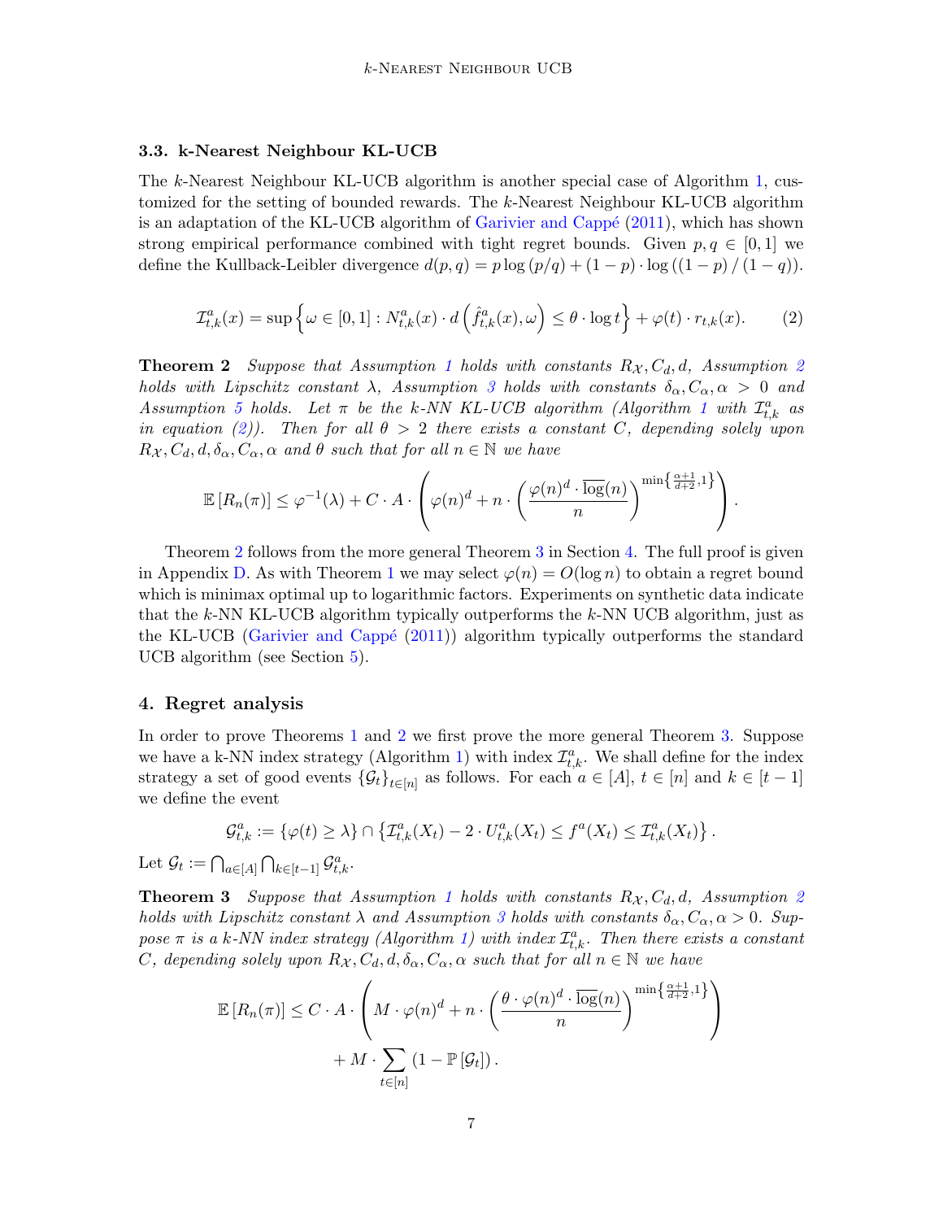### 3.3. k-Nearest Neighbour KL-UCB

The $k$-Nearest Neighbour KL-UCB algorithm is another special case of Algorithm 1, customized for the setting of bounded rewards. The $k$-Nearest Neighbour KL-UCB algorithm is an adaptation of the KL-UCB algorithm of Garivier and Cappé (2011), which has shown strong empirical performance combined with tight regret bounds. Given $p, q \in [0,1]$ we define the Kullback-Leibler divergence $d(p,q) = p \log(p/q) + (1-p) \cdot \log((1-p)/(1-q))$.

$$\mathcal{I}^a_{t,k}(x) = \sup\left\{\omega \in [0,1] : N^a_{t,k}(x) \cdot d\left(\hat{f}^a_{t,k}(x), \omega\right) \leq \theta \cdot \log t\right\} + \varphi(t) \cdot r_{t,k}(x). \tag{2}$$

**Theorem 2** *Suppose that Assumption 1 holds with constants $R_\mathcal{X}, C_d, d$, Assumption 2 holds with Lipschitz constant $\lambda$, Assumption 3 holds with constants $\delta_\alpha, C_\alpha, \alpha > 0$ and Assumption 5 holds. Let $\pi$ be the k-NN KL-UCB algorithm (Algorithm 1 with $\mathcal{I}^a_{t,k}$ as in equation (2)). Then for all $\theta > 2$ there exists a constant $C$, depending solely upon $R_\mathcal{X}, C_d, d, \delta_\alpha, C_\alpha, \alpha$ and $\theta$ such that for all $n \in \mathbb{N}$ we have*

$$\mathbb{E}\left[R_n(\pi)\right] \leq \varphi^{-1}(\lambda) + C \cdot A \cdot \left(\varphi(n)^d + n \cdot \left(\frac{\varphi(n)^d \cdot \overline{\log}(n)}{n}\right)^{\min\left\{\frac{\alpha+1}{d+2}, 1\right\}}\right).$$

Theorem 2 follows from the more general Theorem 3 in Section 4. The full proof is given in Appendix D. As with Theorem 1 we may select $\varphi(n) = O(\log n)$ to obtain a regret bound which is minimax optimal up to logarithmic factors. Experiments on synthetic data indicate that the $k$-NN KL-UCB algorithm typically outperforms the $k$-NN UCB algorithm, just as the KL-UCB (Garivier and Cappé (2011)) algorithm typically outperforms the standard UCB algorithm (see Section 5).

## 4. Regret analysis

In order to prove Theorems 1 and 2 we first prove the more general Theorem 3. Suppose we have a k-NN index strategy (Algorithm 1) with index $\mathcal{I}^a_{t,k}$. We shall define for the index strategy a set of good events $\{\mathcal{G}_t\}_{t \in [n]}$ as follows. For each $a \in [A]$, $t \in [n]$ and $k \in [t-1]$ we define the event

$$\mathcal{G}^a_{t,k} := \{\varphi(t) \geq \lambda\} \cap \left\{\mathcal{I}^a_{t,k}(X_t) - 2 \cdot U^a_{t,k}(X_t) \leq f^a(X_t) \leq \mathcal{I}^a_{t,k}(X_t)\right\}.$$

Let $\mathcal{G}_t := \bigcap_{a \in [A]} \bigcap_{k \in [t-1]} \mathcal{G}^a_{t,k}$.

**Theorem 3** *Suppose that Assumption 1 holds with constants $R_\mathcal{X}, C_d, d$, Assumption 2 holds with Lipschitz constant $\lambda$ and Assumption 3 holds with constants $\delta_\alpha, C_\alpha, \alpha > 0$. Suppose $\pi$ is a k-NN index strategy (Algorithm 1) with index $\mathcal{I}^a_{t,k}$. Then there exists a constant $C$, depending solely upon $R_\mathcal{X}, C_d, d, \delta_\alpha, C_\alpha, \alpha$ such that for all $n \in \mathbb{N}$ we have*

$$\mathbb{E}\left[R_n(\pi)\right] \leq C \cdot A \cdot \left(M \cdot \varphi(n)^d + n \cdot \left(\frac{\theta \cdot \varphi(n)^d \cdot \overline{\log}(n)}{n}\right)^{\min\left\{\frac{\alpha+1}{d+2}, 1\right\}}\right) + M \cdot \sum_{t \in [n]} \left(1 - \mathbb{P}\left[\mathcal{G}_t\right]\right).$$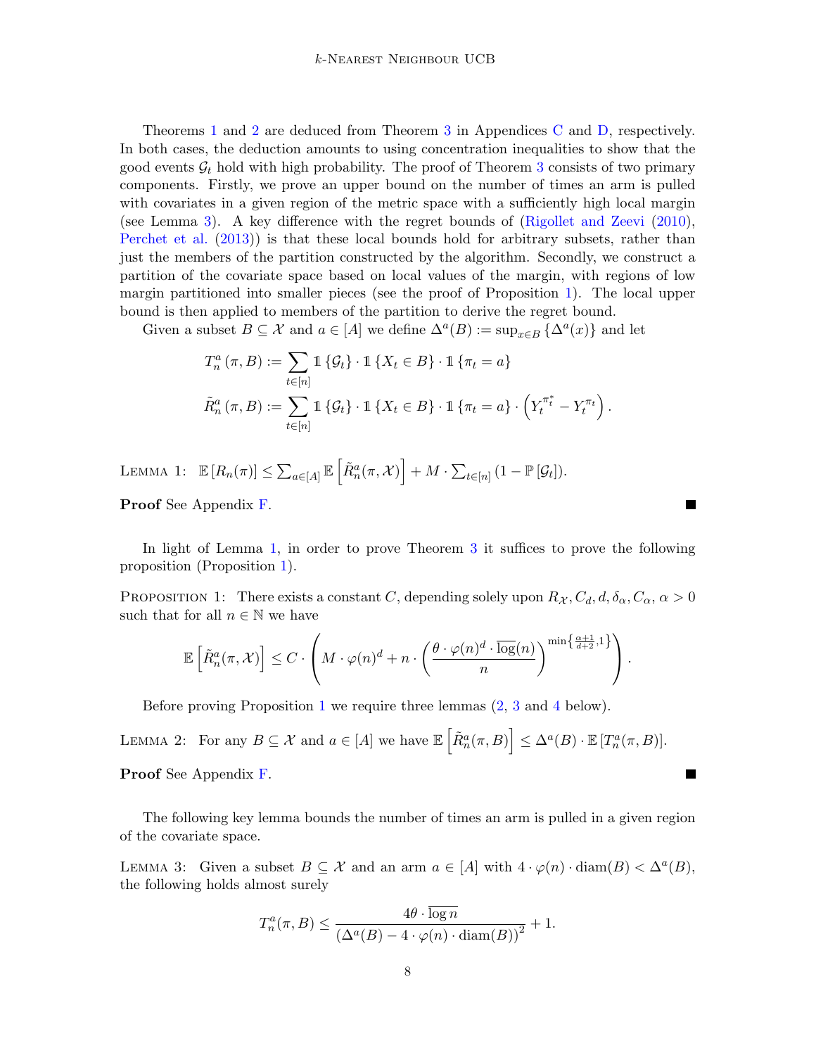Theorems 1 and 2 are deduced from Theorem 3 in Appendices C and D, respectively. In both cases, the deduction amounts to using concentration inequalities to show that the good events $\mathcal{G}_t$ hold with high probability. The proof of Theorem 3 consists of two primary components. Firstly, we prove an upper bound on the number of times an arm is pulled with covariates in a given region of the metric space with a sufficiently high local margin (see Lemma 3). A key difference with the regret bounds of (Rigollet and Zeevi (2010), Perchet et al. (2013)) is that these local bounds hold for arbitrary subsets, rather than just the members of the partition constructed by the algorithm. Secondly, we construct a partition of the covariate space based on local values of the margin, with regions of low margin partitioned into smaller pieces (see the proof of Proposition 1). The local upper bound is then applied to members of the partition to derive the regret bound.

Given a subset $B \subseteq \mathcal{X}$ and $a \in [A]$ we define $\Delta^a(B) := \sup_{x \in B} \{\Delta^a(x)\}$ and let

$$T_n^a(\pi, B) := \sum_{t \in [n]} \mathbb{1}\{\mathcal{G}_t\} \cdot \mathbb{1}\{X_t \in B\} \cdot \mathbb{1}\{\pi_t = a\}$$

$$\tilde{R}_n^a(\pi, B) := \sum_{t \in [n]} \mathbb{1}\{\mathcal{G}_t\} \cdot \mathbb{1}\{X_t \in B\} \cdot \mathbb{1}\{\pi_t = a\} \cdot \left(Y_t^{\pi_t^*} - Y_t^{\pi_t}\right).$$

Lemma 1: $\mathbb{E}[R_n(\pi)] \leq \sum_{a \in [A]} \mathbb{E}\left[\tilde{R}_n^a(\pi, \mathcal{X})\right] + M \cdot \sum_{t \in [n]} (1 - \mathbb{P}[\mathcal{G}_t])$.

**Proof** See Appendix F. ∎

In light of Lemma 1, in order to prove Theorem 3 it suffices to prove the following proposition (Proposition 1).

Proposition 1: There exists a constant $C$, depending solely upon $R_{\mathcal{X}}, C_d, d, \delta_\alpha, C_\alpha, \alpha > 0$ such that for all $n \in \mathbb{N}$ we have

$$\mathbb{E}\left[\tilde{R}_n^a(\pi, \mathcal{X})\right] \leq C \cdot \left( M \cdot \varphi(n)^d + n \cdot \left( \frac{\theta \cdot \varphi(n)^d \cdot \overline{\log}(n)}{n} \right)^{\min\left\{\frac{\alpha+1}{d+2}, 1\right\}} \right).$$

Before proving Proposition 1 we require three lemmas (2, 3 and 4 below).

Lemma 2: For any $B \subseteq \mathcal{X}$ and $a \in [A]$ we have $\mathbb{E}\left[\tilde{R}_n^a(\pi, B)\right] \leq \Delta^a(B) \cdot \mathbb{E}[T_n^a(\pi, B)]$.

**Proof** See Appendix F. ∎

The following key lemma bounds the number of times an arm is pulled in a given region of the covariate space.

Lemma 3: Given a subset $B \subseteq \mathcal{X}$ and an arm $a \in [A]$ with $4 \cdot \varphi(n) \cdot \operatorname{diam}(B) < \Delta^a(B)$, the following holds almost surely

$$T_n^a(\pi, B) \leq \frac{4\theta \cdot \overline{\log n}}{(\Delta^a(B) - 4 \cdot \varphi(n) \cdot \operatorname{diam}(B))^2} + 1.$$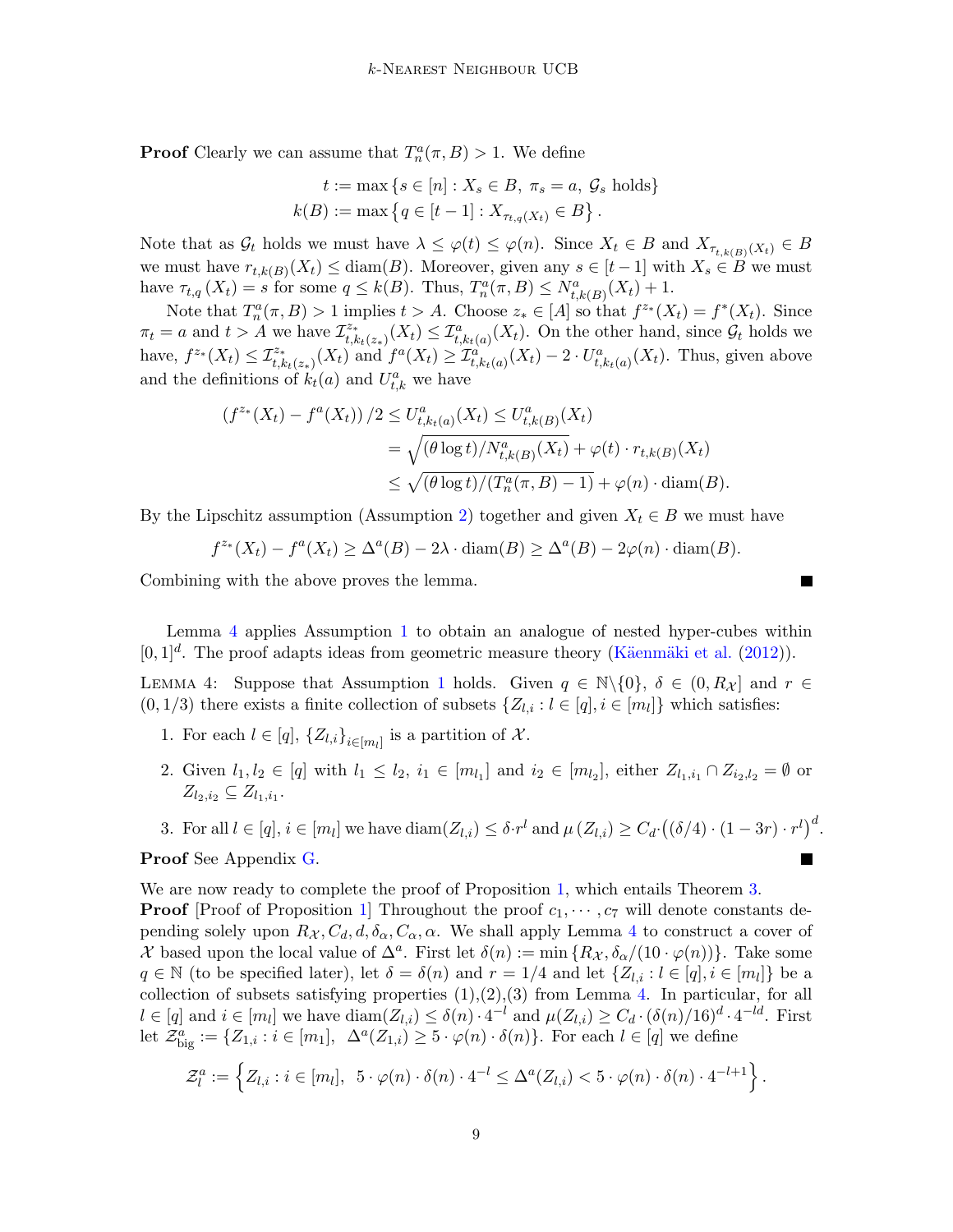**Proof** Clearly we can assume that $T_n^a(\pi, B) > 1$. We define

$$t := \max\{s \in [n] : X_s \in B,\ \pi_s = a,\ \mathcal{G}_s \text{ holds}\}$$
$$k(B) := \max\left\{q \in [t-1] : X_{\tau_{t,q}(X_t)} \in B\right\}.$$

Note that as $\mathcal{G}_t$ holds we must have $\lambda \leq \varphi(t) \leq \varphi(n)$. Since $X_t \in B$ and $X_{\tau_{t,k(B)}(X_t)} \in B$ we must have $r_{t,k(B)}(X_t) \leq \operatorname{diam}(B)$. Moreover, given any $s \in [t-1]$ with $X_s \in B$ we must have $\tau_{t,q}(X_t) = s$ for some $q \leq k(B)$. Thus, $T_n^a(\pi, B) \leq N_{t,k(B)}^a(X_t) + 1$.

Note that $T_n^a(\pi, B) > 1$ implies $t > A$. Choose $z_* \in [A]$ so that $f^{z_*}(X_t) = f^*(X_t)$. Since $\pi_t = a$ and $t > A$ we have $\mathcal{I}_{t,k_t(z_*)}^{z_*}(X_t) \leq \mathcal{I}_{t,k_t(a)}^a(X_t)$. On the other hand, since $\mathcal{G}_t$ holds we have, $f^{z_*}(X_t) \leq \mathcal{I}_{t,k_t(z_*)}^{z_*}(X_t)$ and $f^a(X_t) \geq \mathcal{I}_{t,k_t(a)}^a(X_t) - 2 \cdot U_{t,k_t(a)}^a(X_t)$. Thus, given above and the definitions of $k_t(a)$ and $U_{t,k}^a$ we have

$$\begin{aligned}
\left(f^{z_*}(X_t) - f^a(X_t)\right)/2 &\leq U_{t,k_t(a)}^a(X_t) \leq U_{t,k(B)}^a(X_t) \\
&= \sqrt{(\theta \log t)/N_{t,k(B)}^a(X_t)} + \varphi(t) \cdot r_{t,k(B)}(X_t) \\
&\leq \sqrt{(\theta \log t)/(T_n^a(\pi, B) - 1)} + \varphi(n) \cdot \operatorname{diam}(B).
\end{aligned}$$

By the Lipschitz assumption (Assumption 2) together and given $X_t \in B$ we must have

$$f^{z_*}(X_t) - f^a(X_t) \geq \Delta^a(B) - 2\lambda \cdot \operatorname{diam}(B) \geq \Delta^a(B) - 2\varphi(n) \cdot \operatorname{diam}(B).$$

Combining with the above proves the lemma. ∎

Lemma 4 applies Assumption 1 to obtain an analogue of nested hyper-cubes within $[0,1]^d$. The proof adapts ideas from geometric measure theory (Käenmäki et al. (2012)).

LEMMA 4: Suppose that Assumption 1 holds. Given $q \in \mathbb{N}\backslash\{0\}$, $\delta \in (0, R_{\mathcal{X}}]$ and $r \in (0, 1/3)$ there exists a finite collection of subsets $\{Z_{l,i} : l \in [q], i \in [m_l]\}$ which satisfies:

1. For each $l \in [q]$, $\{Z_{l,i}\}_{i \in [m_l]}$ is a partition of $\mathcal{X}$.
2. Given $l_1, l_2 \in [q]$ with $l_1 \leq l_2$, $i_1 \in [m_{l_1}]$ and $i_2 \in [m_{l_2}]$, either $Z_{l_1,i_1} \cap Z_{i_2,l_2} = \emptyset$ or $Z_{l_2,i_2} \subseteq Z_{l_1,i_1}$.
3. For all $l \in [q]$, $i \in [m_l]$ we have $\operatorname{diam}(Z_{l,i}) \leq \delta \cdot r^l$ and $\mu(Z_{l,i}) \geq C_d \cdot \left((\delta/4) \cdot (1-3r) \cdot r^l\right)^d$.

**Proof** See Appendix G. ∎

We are now ready to complete the proof of Proposition 1, which entails Theorem 3.
**Proof** [Proof of Proposition 1] Throughout the proof $c_1, \cdots, c_7$ will denote constants depending solely upon $R_{\mathcal{X}}, C_d, d, \delta_\alpha, C_\alpha, \alpha$. We shall apply Lemma 4 to construct a cover of $\mathcal{X}$ based upon the local value of $\Delta^a$. First let $\delta(n) := \min\{R_{\mathcal{X}}, \delta_\alpha/(10 \cdot \varphi(n))\}$. Take some $q \in \mathbb{N}$ (to be specified later), let $\delta = \delta(n)$ and $r = 1/4$ and let $\{Z_{l,i} : l \in [q], i \in [m_l]\}$ be a collection of subsets satisfying properties (1),(2),(3) from Lemma 4. In particular, for all $l \in [q]$ and $i \in [m_l]$ we have $\operatorname{diam}(Z_{l,i}) \leq \delta(n) \cdot 4^{-l}$ and $\mu(Z_{l,i}) \geq C_d \cdot (\delta(n)/16)^d \cdot 4^{-ld}$. First let $\mathcal{Z}_{\text{big}}^a := \{Z_{1,i} : i \in [m_1],\ \Delta^a(Z_{1,i}) \geq 5 \cdot \varphi(n) \cdot \delta(n)\}$. For each $l \in [q]$ we define

$$\mathcal{Z}_l^a := \left\{Z_{l,i} : i \in [m_l],\ 5 \cdot \varphi(n) \cdot \delta(n) \cdot 4^{-l} \leq \Delta^a(Z_{l,i}) < 5 \cdot \varphi(n) \cdot \delta(n) \cdot 4^{-l+1}\right\}.$$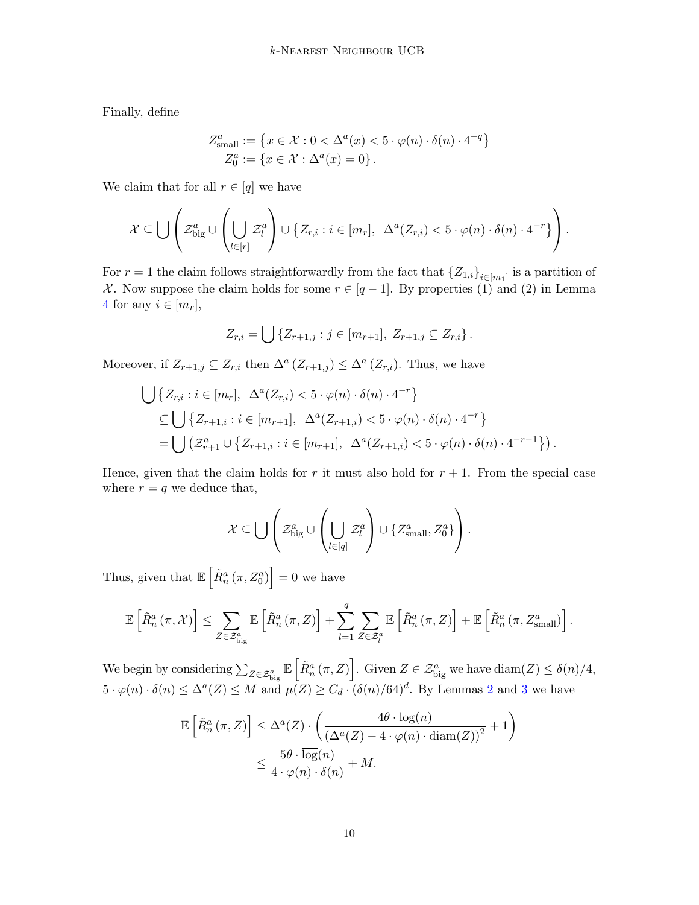Finally, define

$$
\begin{aligned}
Z^a_{\text{small}} &:= \left\{ x \in \mathcal{X} : 0 < \Delta^a(x) < 5 \cdot \varphi(n) \cdot \delta(n) \cdot 4^{-q} \right\} \\
Z^a_0 &:= \left\{ x \in \mathcal{X} : \Delta^a(x) = 0 \right\}.
\end{aligned}
$$

We claim that for all $r \in [q]$ we have

$$
\mathcal{X} \subseteq \bigcup \left( \mathcal{Z}^a_{\text{big}} \cup \left( \bigcup_{l \in [r]} \mathcal{Z}^a_l \right) \cup \left\{ Z_{r,i} : i \in [m_r],\ \ \Delta^a(Z_{r,i}) < 5 \cdot \varphi(n) \cdot \delta(n) \cdot 4^{-r} \right\} \right).
$$

For $r = 1$ the claim follows straightforwardly from the fact that $\{Z_{1,i}\}_{i \in [m_1]}$ is a partition of $\mathcal{X}$. Now suppose the claim holds for some $r \in [q-1]$. By properties (1) and (2) in Lemma 4 for any $i \in [m_r]$,

$$
Z_{r,i} = \bigcup \left\{ Z_{r+1,j} : j \in [m_{r+1}],\ Z_{r+1,j} \subseteq Z_{r,i} \right\}.
$$

Moreover, if $Z_{r+1,j} \subseteq Z_{r,i}$ then $\Delta^a\left(Z_{r+1,j}\right) \leq \Delta^a\left(Z_{r,i}\right)$. Thus, we have

$$
\begin{aligned}
&\bigcup \left\{ Z_{r,i} : i \in [m_r],\ \ \Delta^a(Z_{r,i}) < 5 \cdot \varphi(n) \cdot \delta(n) \cdot 4^{-r} \right\} \\
&\quad \subseteq \bigcup \left\{ Z_{r+1,i} : i \in [m_{r+1}],\ \ \Delta^a(Z_{r+1,i}) < 5 \cdot \varphi(n) \cdot \delta(n) \cdot 4^{-r} \right\} \\
&\quad = \bigcup \left( \mathcal{Z}^a_{r+1} \cup \left\{ Z_{r+1,i} : i \in [m_{r+1}],\ \ \Delta^a(Z_{r+1,i}) < 5 \cdot \varphi(n) \cdot \delta(n) \cdot 4^{-r-1} \right\} \right).
\end{aligned}
$$

Hence, given that the claim holds for $r$ it must also hold for $r+1$. From the special case where $r = q$ we deduce that,

$$
\mathcal{X} \subseteq \bigcup \left( \mathcal{Z}^a_{\text{big}} \cup \left( \bigcup_{l \in [q]} \mathcal{Z}^a_l \right) \cup \left\{ Z^a_{\text{small}}, Z^a_0 \right\} \right).
$$

Thus, given that $\mathbb{E}\left[\tilde{R}^a_n\left(\pi, Z^a_0\right)\right] = 0$ we have

$$
\mathbb{E}\left[\tilde{R}^a_n\left(\pi, \mathcal{X}\right)\right] \leq \sum_{Z \in \mathcal{Z}^a_{\text{big}}} \mathbb{E}\left[\tilde{R}^a_n\left(\pi, Z\right)\right] + \sum_{l=1}^{q} \sum_{Z \in \mathcal{Z}^a_l} \mathbb{E}\left[\tilde{R}^a_n\left(\pi, Z\right)\right] + \mathbb{E}\left[\tilde{R}^a_n\left(\pi, Z^a_{\text{small}}\right)\right].
$$

We begin by considering $\sum_{Z \in \mathcal{Z}^a_{\text{big}}} \mathbb{E}\left[\tilde{R}^a_n\left(\pi, Z\right)\right]$. Given $Z \in \mathcal{Z}^a_{\text{big}}$ we have $\text{diam}(Z) \leq \delta(n)/4$, $5 \cdot \varphi(n) \cdot \delta(n) \leq \Delta^a(Z) \leq M$ and $\mu(Z) \geq C_d \cdot (\delta(n)/64)^d$. By Lemmas 2 and 3 we have

$$
\begin{aligned}
\mathbb{E}\left[\tilde{R}^a_n\left(\pi, Z\right)\right] &\leq \Delta^a(Z) \cdot \left( \frac{4\theta \cdot \overline{\log}(n)}{\left(\Delta^a(Z) - 4 \cdot \varphi(n) \cdot \text{diam}(Z)\right)^2} + 1 \right) \\
&\leq \frac{5\theta \cdot \overline{\log}(n)}{4 \cdot \varphi(n) \cdot \delta(n)} + M.
\end{aligned}
$$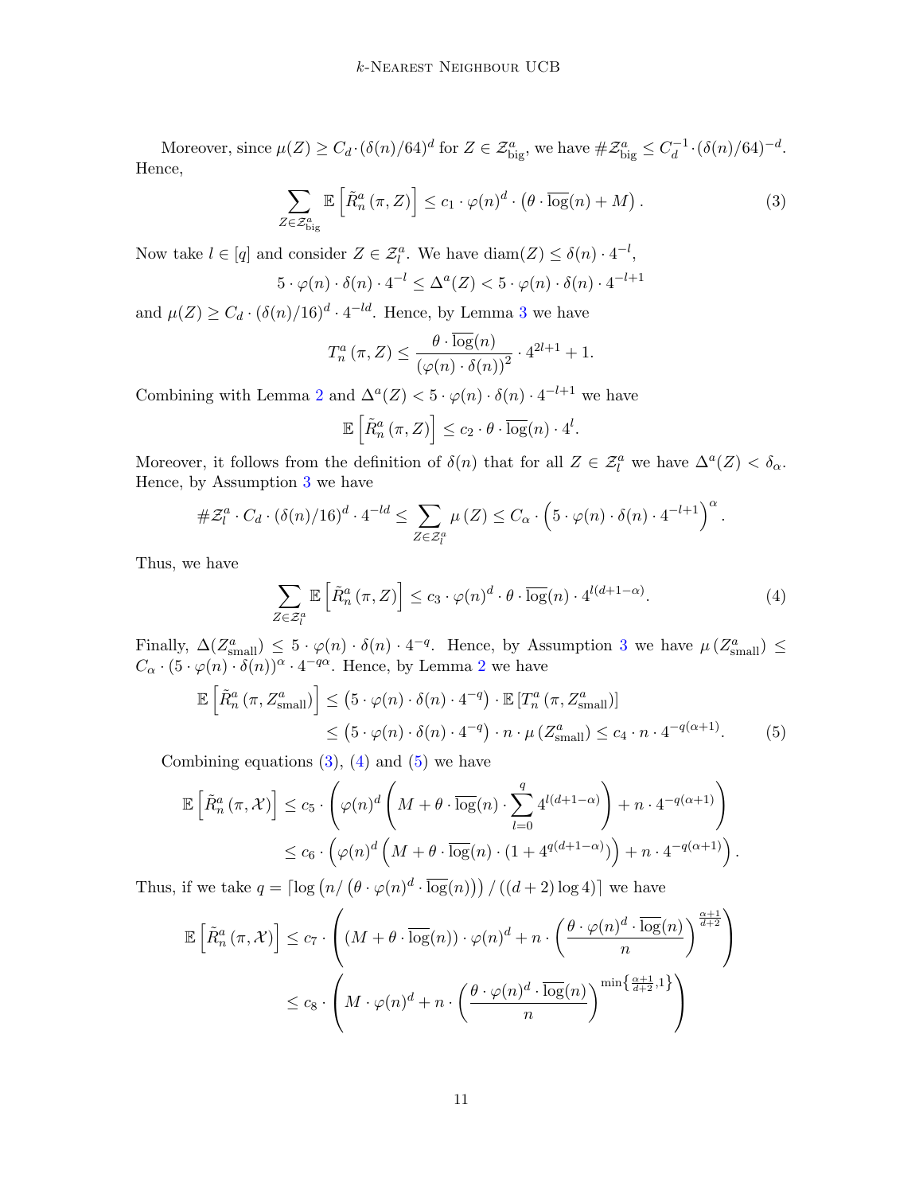Moreover, since $\mu(Z) \geq C_d \cdot (\delta(n)/64)^d$ for $Z \in \mathcal{Z}^a_{\text{big}}$, we have $\#\mathcal{Z}^a_{\text{big}} \leq C_d^{-1} \cdot (\delta(n)/64)^{-d}$. Hence,

$$\sum_{Z \in \mathcal{Z}^a_{\text{big}}} \mathbb{E}\left[\tilde{R}^a_n(\pi, Z)\right] \leq c_1 \cdot \varphi(n)^d \cdot \left(\theta \cdot \overline{\log}(n) + M\right). \tag{3}$$

Now take $l \in [q]$ and consider $Z \in \mathcal{Z}^a_l$. We have $\text{diam}(Z) \leq \delta(n) \cdot 4^{-l}$,

$$5 \cdot \varphi(n) \cdot \delta(n) \cdot 4^{-l} \leq \Delta^a(Z) < 5 \cdot \varphi(n) \cdot \delta(n) \cdot 4^{-l+1}$$

and $\mu(Z) \geq C_d \cdot (\delta(n)/16)^d \cdot 4^{-ld}$. Hence, by Lemma 3 we have

$$T^a_n(\pi, Z) \leq \frac{\theta \cdot \overline{\log}(n)}{(\varphi(n) \cdot \delta(n))^2} \cdot 4^{2l+1} + 1.$$

Combining with Lemma 2 and $\Delta^a(Z) < 5 \cdot \varphi(n) \cdot \delta(n) \cdot 4^{-l+1}$ we have

$$\mathbb{E}\left[\tilde{R}^a_n(\pi, Z)\right] \leq c_2 \cdot \theta \cdot \overline{\log}(n) \cdot 4^l.$$

Moreover, it follows from the definition of $\delta(n)$ that for all $Z \in \mathcal{Z}^a_l$ we have $\Delta^a(Z) < \delta_\alpha$. Hence, by Assumption 3 we have

$$\#\mathcal{Z}^a_l \cdot C_d \cdot (\delta(n)/16)^d \cdot 4^{-ld} \leq \sum_{Z \in \mathcal{Z}^a_l} \mu(Z) \leq C_\alpha \cdot \left(5 \cdot \varphi(n) \cdot \delta(n) \cdot 4^{-l+1}\right)^\alpha.$$

Thus, we have

$$\sum_{Z \in \mathcal{Z}^a_l} \mathbb{E}\left[\tilde{R}^a_n(\pi, Z)\right] \leq c_3 \cdot \varphi(n)^d \cdot \theta \cdot \overline{\log}(n) \cdot 4^{l(d+1-\alpha)}. \tag{4}$$

Finally, $\Delta(Z^a_{\text{small}}) \leq 5 \cdot \varphi(n) \cdot \delta(n) \cdot 4^{-q}$. Hence, by Assumption 3 we have $\mu(Z^a_{\text{small}}) \leq C_\alpha \cdot (5 \cdot \varphi(n) \cdot \delta(n))^\alpha \cdot 4^{-q\alpha}$. Hence, by Lemma 2 we have

$$\begin{aligned}
\mathbb{E}\left[\tilde{R}^a_n(\pi, Z^a_{\text{small}})\right] &\leq \left(5 \cdot \varphi(n) \cdot \delta(n) \cdot 4^{-q}\right) \cdot \mathbb{E}\left[T^a_n(\pi, Z^a_{\text{small}})\right] \\
&\leq \left(5 \cdot \varphi(n) \cdot \delta(n) \cdot 4^{-q}\right) \cdot n \cdot \mu(Z^a_{\text{small}}) \leq c_4 \cdot n \cdot 4^{-q(\alpha+1)}.
\end{aligned} \tag{5}$$

Combining equations (3), (4) and (5) we have

$$\begin{aligned}
\mathbb{E}\left[\tilde{R}^a_n(\pi, \mathcal{X})\right] &\leq c_5 \cdot \left(\varphi(n)^d \left(M + \theta \cdot \overline{\log}(n) \cdot \sum_{l=0}^{q} 4^{l(d+1-\alpha)}\right) + n \cdot 4^{-q(\alpha+1)}\right) \\
&\leq c_6 \cdot \left(\varphi(n)^d \left(M + \theta \cdot \overline{\log}(n) \cdot (1 + 4^{q(d+1-\alpha)})\right) + n \cdot 4^{-q(\alpha+1)}\right).
\end{aligned}$$

Thus, if we take $q = \lceil \log\left(n / \left(\theta \cdot \varphi(n)^d \cdot \overline{\log}(n)\right)\right) / ((d+2)\log 4) \rceil$ we have

$$\begin{aligned}
\mathbb{E}\left[\tilde{R}^a_n(\pi, \mathcal{X})\right] &\leq c_7 \cdot \left(\left(M + \theta \cdot \overline{\log}(n)\right) \cdot \varphi(n)^d + n \cdot \left(\frac{\theta \cdot \varphi(n)^d \cdot \overline{\log}(n)}{n}\right)^{\frac{\alpha+1}{d+2}}\right) \\
&\leq c_8 \cdot \left(M \cdot \varphi(n)^d + n \cdot \left(\frac{\theta \cdot \varphi(n)^d \cdot \overline{\log}(n)}{n}\right)^{\min\left\{\frac{\alpha+1}{d+2}, 1\right\}}\right)
\end{aligned}$$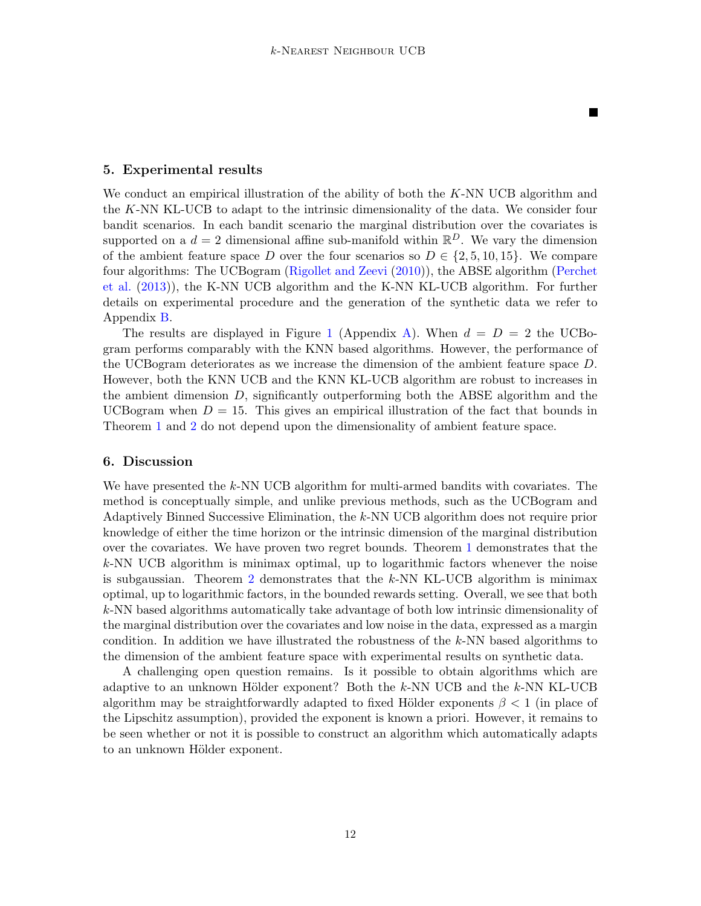■

## 5. Experimental results

We conduct an empirical illustration of the ability of both the $K$-NN UCB algorithm and the $K$-NN KL-UCB to adapt to the intrinsic dimensionality of the data. We consider four bandit scenarios. In each bandit scenario the marginal distribution over the covariates is supported on a $d = 2$ dimensional affine sub-manifold within $\mathbb{R}^D$. We vary the dimension of the ambient feature space $D$ over the four scenarios so $D \in \{2, 5, 10, 15\}$. We compare four algorithms: The UCBogram (Rigollet and Zeevi (2010)), the ABSE algorithm (Perchet et al. (2013)), the K-NN UCB algorithm and the K-NN KL-UCB algorithm. For further details on experimental procedure and the generation of the synthetic data we refer to Appendix B.

The results are displayed in Figure 1 (Appendix A). When $d = D = 2$ the UCBogram performs comparably with the KNN based algorithms. However, the performance of the UCBogram deteriorates as we increase the dimension of the ambient feature space $D$. However, both the KNN UCB and the KNN KL-UCB algorithm are robust to increases in the ambient dimension $D$, significantly outperforming both the ABSE algorithm and the UCBogram when $D = 15$. This gives an empirical illustration of the fact that bounds in Theorem 1 and 2 do not depend upon the dimensionality of ambient feature space.

## 6. Discussion

We have presented the $k$-NN UCB algorithm for multi-armed bandits with covariates. The method is conceptually simple, and unlike previous methods, such as the UCBogram and Adaptively Binned Successive Elimination, the $k$-NN UCB algorithm does not require prior knowledge of either the time horizon or the intrinsic dimension of the marginal distribution over the covariates. We have proven two regret bounds. Theorem 1 demonstrates that the $k$-NN UCB algorithm is minimax optimal, up to logarithmic factors whenever the noise is subgaussian. Theorem 2 demonstrates that the $k$-NN KL-UCB algorithm is minimax optimal, up to logarithmic factors, in the bounded rewards setting. Overall, we see that both $k$-NN based algorithms automatically take advantage of both low intrinsic dimensionality of the marginal distribution over the covariates and low noise in the data, expressed as a margin condition. In addition we have illustrated the robustness of the $k$-NN based algorithms to the dimension of the ambient feature space with experimental results on synthetic data.

A challenging open question remains. Is it possible to obtain algorithms which are adaptive to an unknown Hölder exponent? Both the $k$-NN UCB and the $k$-NN KL-UCB algorithm may be straightforwardly adapted to fixed Hölder exponents $\beta < 1$ (in place of the Lipschitz assumption), provided the exponent is known a priori. However, it remains to be seen whether or not it is possible to construct an algorithm which automatically adapts to an unknown Hölder exponent.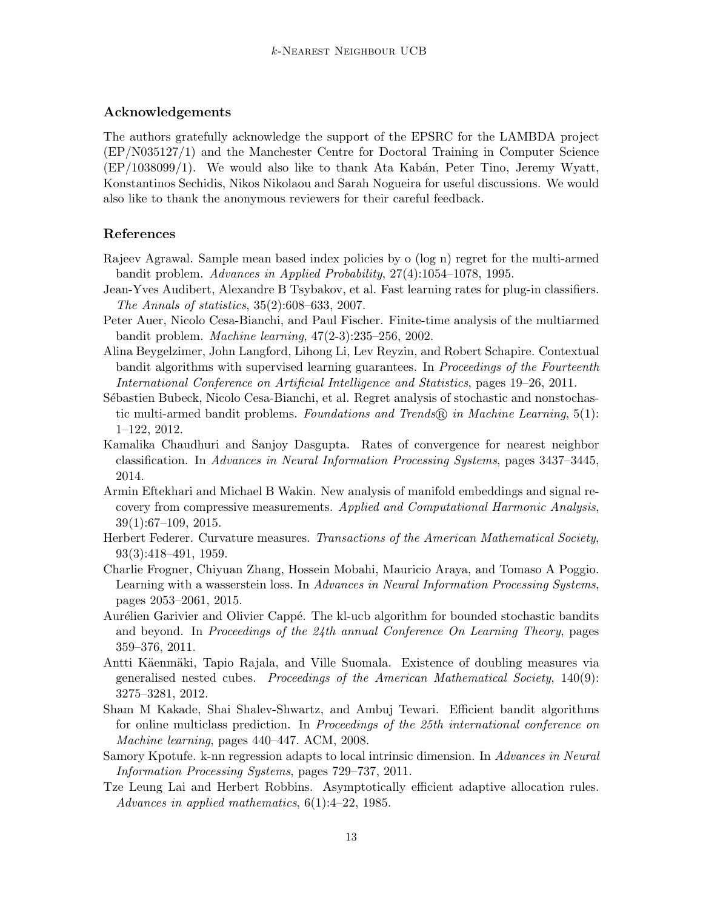## Acknowledgements

The authors gratefully acknowledge the support of the EPSRC for the LAMBDA project (EP/N035127/1) and the Manchester Centre for Doctoral Training in Computer Science (EP/1038099/1). We would also like to thank Ata Kabán, Peter Tino, Jeremy Wyatt, Konstantinos Sechidis, Nikos Nikolaou and Sarah Nogueira for useful discussions. We would also like to thank the anonymous reviewers for their careful feedback.

## References

Rajeev Agrawal. Sample mean based index policies by o (log n) regret for the multi-armed bandit problem. *Advances in Applied Probability*, 27(4):1054–1078, 1995.

Jean-Yves Audibert, Alexandre B Tsybakov, et al. Fast learning rates for plug-in classifiers. *The Annals of statistics*, 35(2):608–633, 2007.

Peter Auer, Nicolo Cesa-Bianchi, and Paul Fischer. Finite-time analysis of the multiarmed bandit problem. *Machine learning*, 47(2-3):235–256, 2002.

Alina Beygelzimer, John Langford, Lihong Li, Lev Reyzin, and Robert Schapire. Contextual bandit algorithms with supervised learning guarantees. In *Proceedings of the Fourteenth International Conference on Artificial Intelligence and Statistics*, pages 19–26, 2011.

Sébastien Bubeck, Nicolo Cesa-Bianchi, et al. Regret analysis of stochastic and nonstochastic multi-armed bandit problems. *Foundations and Trends® in Machine Learning*, 5(1): 1–122, 2012.

Kamalika Chaudhuri and Sanjoy Dasgupta. Rates of convergence for nearest neighbor classification. In *Advances in Neural Information Processing Systems*, pages 3437–3445, 2014.

Armin Eftekhari and Michael B Wakin. New analysis of manifold embeddings and signal recovery from compressive measurements. *Applied and Computational Harmonic Analysis*, 39(1):67–109, 2015.

Herbert Federer. Curvature measures. *Transactions of the American Mathematical Society*, 93(3):418–491, 1959.

Charlie Frogner, Chiyuan Zhang, Hossein Mobahi, Mauricio Araya, and Tomaso A Poggio. Learning with a wasserstein loss. In *Advances in Neural Information Processing Systems*, pages 2053–2061, 2015.

Aurélien Garivier and Olivier Cappé. The kl-ucb algorithm for bounded stochastic bandits and beyond. In *Proceedings of the 24th annual Conference On Learning Theory*, pages 359–376, 2011.

Antti Käenmäki, Tapio Rajala, and Ville Suomala. Existence of doubling measures via generalised nested cubes. *Proceedings of the American Mathematical Society*, 140(9): 3275–3281, 2012.

Sham M Kakade, Shai Shalev-Shwartz, and Ambuj Tewari. Efficient bandit algorithms for online multiclass prediction. In *Proceedings of the 25th international conference on Machine learning*, pages 440–447. ACM, 2008.

Samory Kpotufe. k-nn regression adapts to local intrinsic dimension. In *Advances in Neural Information Processing Systems*, pages 729–737, 2011.

Tze Leung Lai and Herbert Robbins. Asymptotically efficient adaptive allocation rules. *Advances in applied mathematics*, 6(1):4–22, 1985.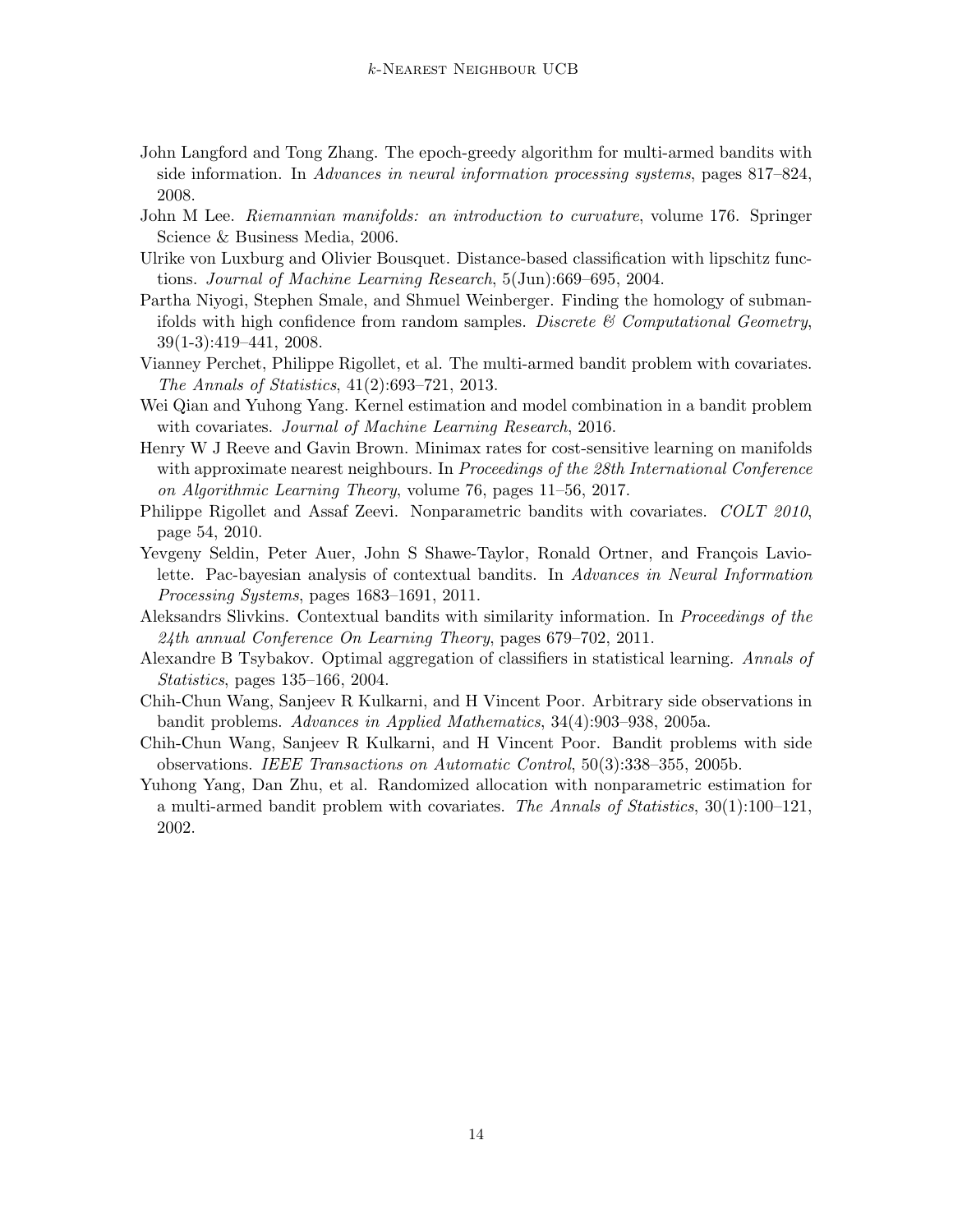John Langford and Tong Zhang. The epoch-greedy algorithm for multi-armed bandits with side information. In *Advances in neural information processing systems*, pages 817–824, 2008.

John M Lee. *Riemannian manifolds: an introduction to curvature*, volume 176. Springer Science & Business Media, 2006.

Ulrike von Luxburg and Olivier Bousquet. Distance-based classification with lipschitz functions. *Journal of Machine Learning Research*, 5(Jun):669–695, 2004.

Partha Niyogi, Stephen Smale, and Shmuel Weinberger. Finding the homology of submanifolds with high confidence from random samples. *Discrete & Computational Geometry*, 39(1-3):419–441, 2008.

Vianney Perchet, Philippe Rigollet, et al. The multi-armed bandit problem with covariates. *The Annals of Statistics*, 41(2):693–721, 2013.

Wei Qian and Yuhong Yang. Kernel estimation and model combination in a bandit problem with covariates. *Journal of Machine Learning Research*, 2016.

Henry W J Reeve and Gavin Brown. Minimax rates for cost-sensitive learning on manifolds with approximate nearest neighbours. In *Proceedings of the 28th International Conference on Algorithmic Learning Theory*, volume 76, pages 11–56, 2017.

Philippe Rigollet and Assaf Zeevi. Nonparametric bandits with covariates. *COLT 2010*, page 54, 2010.

Yevgeny Seldin, Peter Auer, John S Shawe-Taylor, Ronald Ortner, and François Laviolette. Pac-bayesian analysis of contextual bandits. In *Advances in Neural Information Processing Systems*, pages 1683–1691, 2011.

Aleksandrs Slivkins. Contextual bandits with similarity information. In *Proceedings of the 24th annual Conference On Learning Theory*, pages 679–702, 2011.

Alexandre B Tsybakov. Optimal aggregation of classifiers in statistical learning. *Annals of Statistics*, pages 135–166, 2004.

Chih-Chun Wang, Sanjeev R Kulkarni, and H Vincent Poor. Arbitrary side observations in bandit problems. *Advances in Applied Mathematics*, 34(4):903–938, 2005a.

Chih-Chun Wang, Sanjeev R Kulkarni, and H Vincent Poor. Bandit problems with side observations. *IEEE Transactions on Automatic Control*, 50(3):338–355, 2005b.

Yuhong Yang, Dan Zhu, et al. Randomized allocation with nonparametric estimation for a multi-armed bandit problem with covariates. *The Annals of Statistics*, 30(1):100–121, 2002.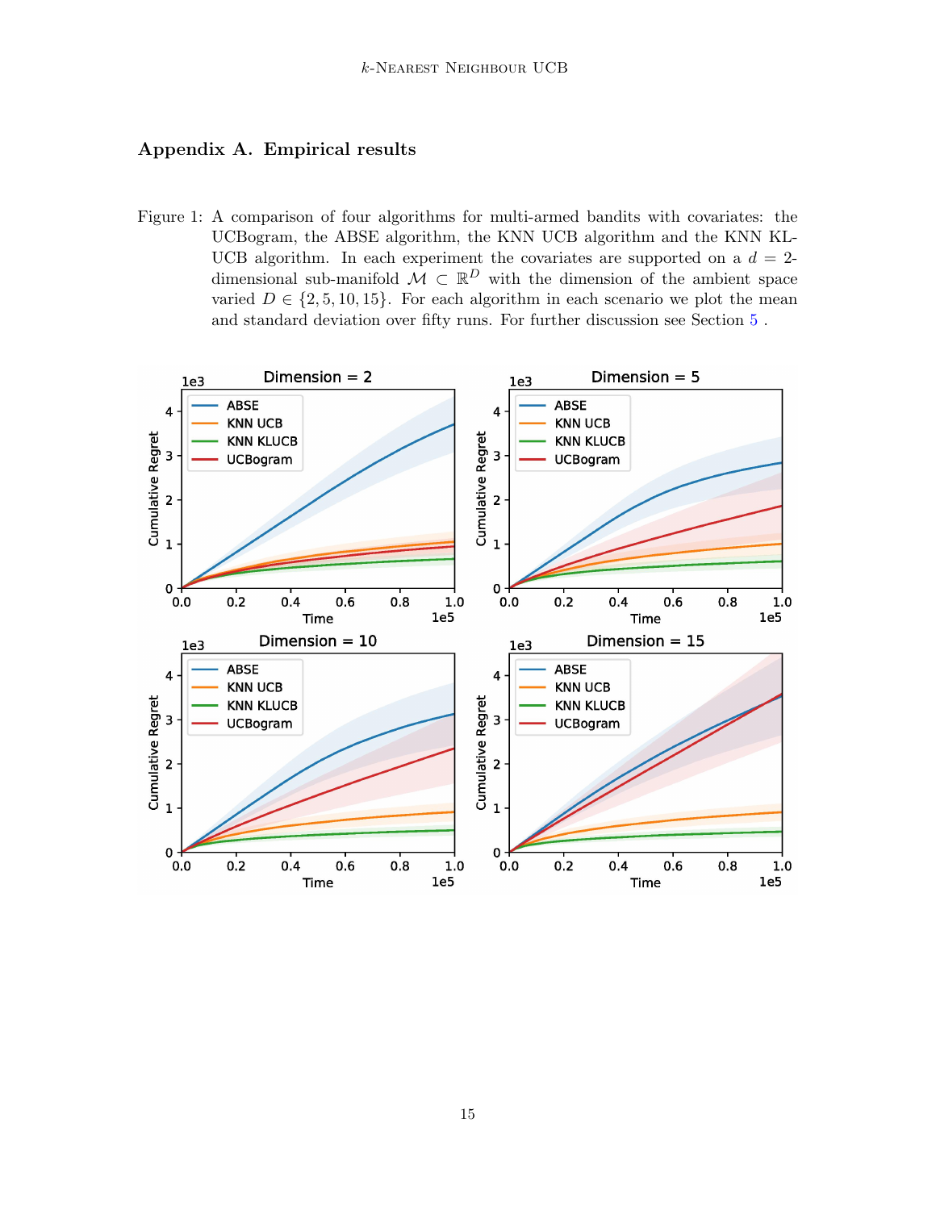## Appendix A. Empirical results

Figure 1: A comparison of four algorithms for multi-armed bandits with covariates: the UCBogram, the ABSE algorithm, the KNN UCB algorithm and the KNN KL-UCB algorithm. In each experiment the covariates are supported on a $d = 2$-dimensional sub-manifold $\mathcal{M} \subset \mathbb{R}^D$ with the dimension of the ambient space varied $D \in \{2, 5, 10, 15\}$. For each algorithm in each scenario we plot the mean and standard deviation over fifty runs. For further discussion see Section 5 .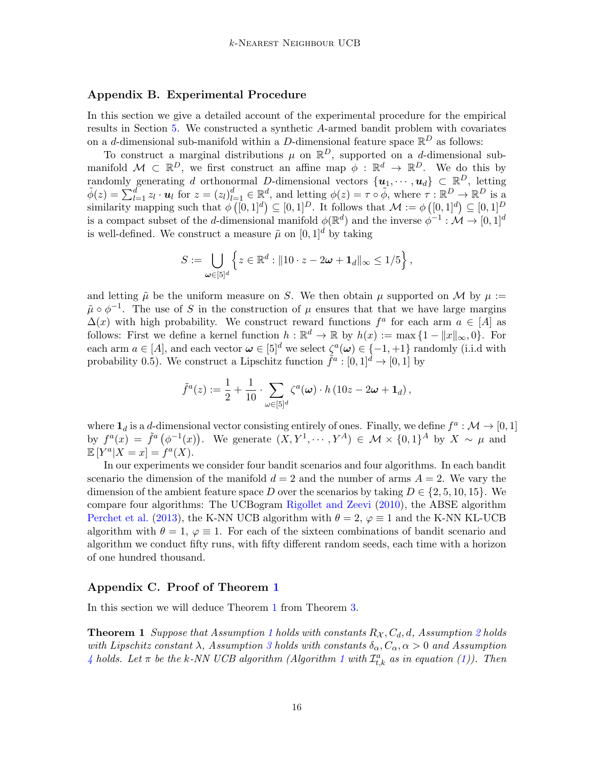## Appendix B. Experimental Procedure

In this section we give a detailed account of the experimental procedure for the empirical results in Section 5. We constructed a synthetic $A$-armed bandit problem with covariates on a $d$-dimensional sub-manifold within a $D$-dimensional feature space $\mathbb{R}^D$ as follows:

To construct a marginal distributions $\mu$ on $\mathbb{R}^D$, supported on a $d$-dimensional sub-manifold $\mathcal{M} \subset \mathbb{R}^D$, we first construct an affine map $\phi : \mathbb{R}^d \to \mathbb{R}^D$. We do this by randomly generating $d$ orthonormal $D$-dimensional vectors $\{\boldsymbol{u}_1, \cdots, \boldsymbol{u}_d\} \subset \mathbb{R}^D$, letting $\tilde{\phi}(z) = \sum_{l=1}^d z_l \cdot \boldsymbol{u}_l$ for $z = (z_l)_{l=1}^d \in \mathbb{R}^d$, and letting $\phi(z) = \tau \circ \tilde{\phi}$, where $\tau : \mathbb{R}^D \to \mathbb{R}^D$ is a similarity mapping such that $\phi\left([0,1]^d\right) \subseteq [0,1]^D$. It follows that $\mathcal{M} := \phi\left([0,1]^d\right) \subseteq [0,1]^D$ is a compact subset of the $d$-dimensional manifold $\phi(\mathbb{R}^d)$ and the inverse $\phi^{-1} : \mathcal{M} \to [0,1]^d$ is well-defined. We construct a measure $\tilde{\mu}$ on $[0,1]^d$ by taking

$$S := \bigcup_{\boldsymbol{\omega} \in [5]^d} \left\{ z \in \mathbb{R}^d : \|10 \cdot z - 2\boldsymbol{\omega} + \mathbf{1}_d\|_\infty \leq 1/5 \right\},$$

and letting $\tilde{\mu}$ be the uniform measure on $S$. We then obtain $\mu$ supported on $\mathcal{M}$ by $\mu := \tilde{\mu} \circ \phi^{-1}$. The use of $S$ in the construction of $\mu$ ensures that that we have large margins $\Delta(x)$ with high probability. We construct reward functions $f^a$ for each arm $a \in [A]$ as follows: First we define a kernel function $h : \mathbb{R}^d \to \mathbb{R}$ by $h(x) := \max\{1 - \|x\|_\infty, 0\}$. For each arm $a \in [A]$, and each vector $\boldsymbol{\omega} \in [5]^d$ we select $\zeta^a(\boldsymbol{\omega}) \in \{-1, +1\}$ randomly (i.i.d with probability 0.5). We construct a Lipschitz function $\tilde{f}^a : [0,1]^d \to [0,1]$ by

$$\tilde{f}^a(z) := \frac{1}{2} + \frac{1}{10} \cdot \sum_{\omega \in [5]^d} \zeta^a(\boldsymbol{\omega}) \cdot h\left(10z - 2\boldsymbol{\omega} + \mathbf{1}_d\right),$$

where $\mathbf{1}_d$ is a $d$-dimensional vector consisting entirely of ones. Finally, we define $f^a : \mathcal{M} \to [0,1]$ by $f^a(x) = \tilde{f}^a\left(\phi^{-1}(x)\right)$. We generate $(X, Y^1, \cdots, Y^A) \in \mathcal{M} \times \{0,1\}^A$ by $X \sim \mu$ and $\mathbb{E}\left[Y^a | X = x\right] = f^a(X)$.

In our experiments we consider four bandit scenarios and four algorithms. In each bandit scenario the dimension of the manifold $d = 2$ and the number of arms $A = 2$. We vary the dimension of the ambient feature space $D$ over the scenarios by taking $D \in \{2, 5, 10, 15\}$. We compare four algorithms: The UCBogram Rigollet and Zeevi (2010), the ABSE algorithm Perchet et al. (2013), the K-NN UCB algorithm with $\theta = 2$, $\varphi \equiv 1$ and the K-NN KL-UCB algorithm with $\theta = 1$, $\varphi \equiv 1$. For each of the sixteen combinations of bandit scenario and algorithm we conduct fifty runs, with fifty different random seeds, each time with a horizon of one hundred thousand.

## Appendix C. Proof of Theorem 1

In this section we will deduce Theorem 1 from Theorem 3.

**Theorem 1** *Suppose that Assumption 1 holds with constants $R_{\mathcal{X}}, C_d, d$, Assumption 2 holds with Lipschitz constant $\lambda$, Assumption 3 holds with constants $\delta_\alpha, C_\alpha, \alpha > 0$ and Assumption 4 holds. Let $\pi$ be the k-NN UCB algorithm (Algorithm 1 with $\mathcal{I}^a_{t,k}$ as in equation (1)). Then*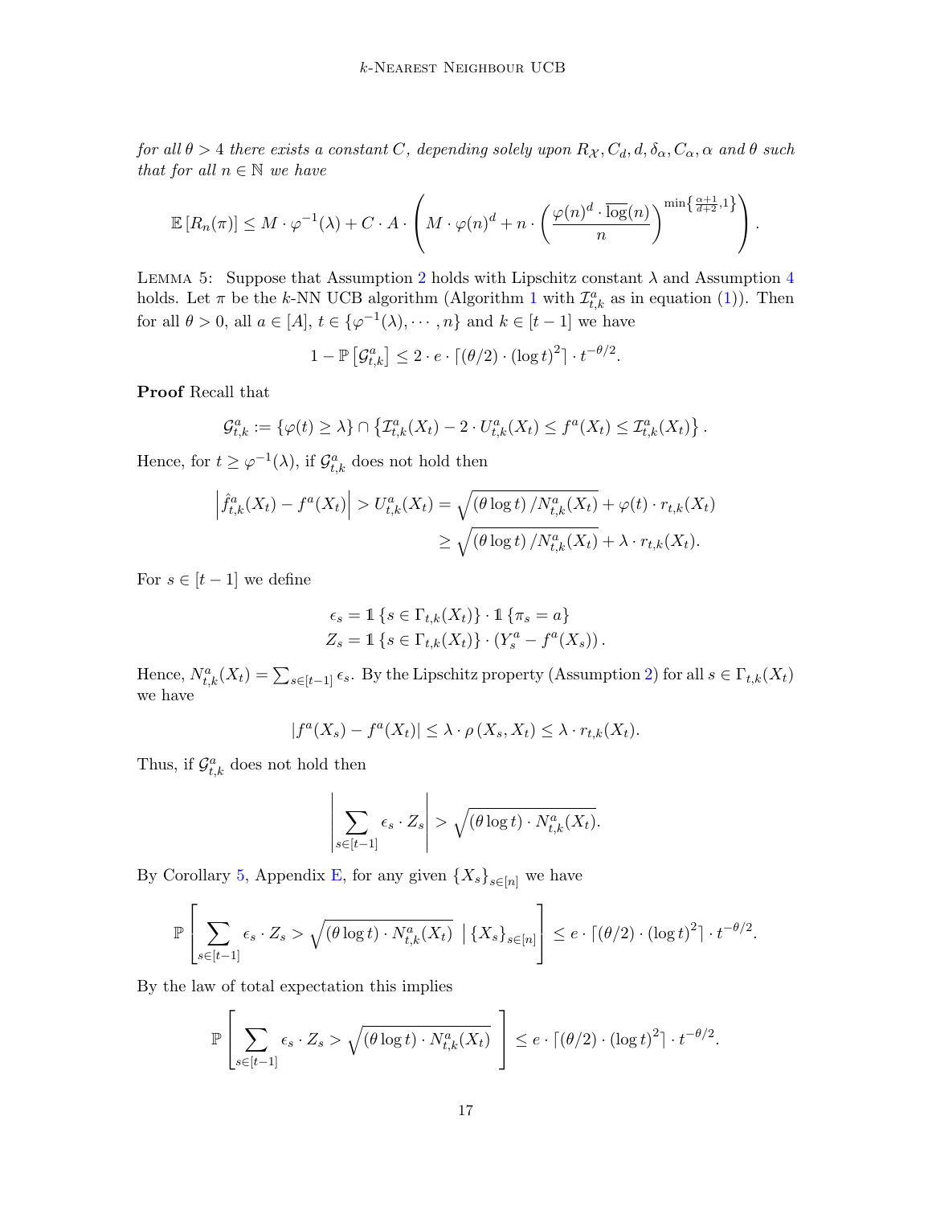*for all $\theta > 4$ there exists a constant $C$, depending solely upon $R_{\mathcal{X}}, C_d, d, \delta_\alpha, C_\alpha, \alpha$ and $\theta$ such that for all $n \in \mathbb{N}$ we have*

$$\mathbb{E}\left[R_n(\pi)\right] \leq M \cdot \varphi^{-1}(\lambda) + C \cdot A \cdot \left( M \cdot \varphi(n)^d + n \cdot \left( \frac{\varphi(n)^d \cdot \overline{\log}(n)}{n} \right)^{\min\left\{\frac{\alpha+1}{d+2}, 1\right\}} \right).$$

Lemma 5: Suppose that Assumption 2 holds with Lipschitz constant $\lambda$ and Assumption 4 holds. Let $\pi$ be the $k$-NN UCB algorithm (Algorithm 1 with $\mathcal{I}^a_{t,k}$ as in equation (1)). Then for all $\theta > 0$, all $a \in [A]$, $t \in \{\varphi^{-1}(\lambda), \cdots, n\}$ and $k \in [t-1]$ we have

$$1 - \mathbb{P}\left[\mathcal{G}^a_{t,k}\right] \leq 2 \cdot e \cdot \lceil (\theta/2) \cdot (\log t)^2 \rceil \cdot t^{-\theta/2}.$$

**Proof** Recall that

$$\mathcal{G}^a_{t,k} := \{\varphi(t) \geq \lambda\} \cap \left\{ \mathcal{I}^a_{t,k}(X_t) - 2 \cdot U^a_{t,k}(X_t) \leq f^a(X_t) \leq \mathcal{I}^a_{t,k}(X_t) \right\}.$$

Hence, for $t \geq \varphi^{-1}(\lambda)$, if $\mathcal{G}^a_{t,k}$ does not hold then

$$\begin{aligned}\left| \hat{f}^a_{t,k}(X_t) - f^a(X_t) \right| > U^a_{t,k}(X_t) &= \sqrt{(\theta \log t) / N^a_{t,k}(X_t)} + \varphi(t) \cdot r_{t,k}(X_t) \\ &\geq \sqrt{(\theta \log t) / N^a_{t,k}(X_t)} + \lambda \cdot r_{t,k}(X_t).\end{aligned}$$

For $s \in [t-1]$ we define

$$\begin{aligned}\epsilon_s &= \mathbb{1}\left\{s \in \Gamma_{t,k}(X_t)\right\} \cdot \mathbb{1}\left\{\pi_s = a\right\} \\ Z_s &= \mathbb{1}\left\{s \in \Gamma_{t,k}(X_t)\right\} \cdot \left(Y^a_s - f^a(X_s)\right).\end{aligned}$$

Hence, $N^a_{t,k}(X_t) = \sum_{s \in [t-1]} \epsilon_s$. By the Lipschitz property (Assumption 2) for all $s \in \Gamma_{t,k}(X_t)$ we have

$$|f^a(X_s) - f^a(X_t)| \leq \lambda \cdot \rho\left(X_s, X_t\right) \leq \lambda \cdot r_{t,k}(X_t).$$

Thus, if $\mathcal{G}^a_{t,k}$ does not hold then

$$\left| \sum_{s \in [t-1]} \epsilon_s \cdot Z_s \right| > \sqrt{(\theta \log t) \cdot N^a_{t,k}(X_t)}.$$

By Corollary 5, Appendix E, for any given $\{X_s\}_{s \in [n]}$ we have

$$\mathbb{P}\left[ \sum_{s \in [t-1]} \epsilon_s \cdot Z_s > \sqrt{(\theta \log t) \cdot N^a_{t,k}(X_t)} \;\Big|\; \{X_s\}_{s \in [n]} \right] \leq e \cdot \lceil (\theta/2) \cdot (\log t)^2 \rceil \cdot t^{-\theta/2}.$$

By the law of total expectation this implies

$$\mathbb{P}\left[ \sum_{s \in [t-1]} \epsilon_s \cdot Z_s > \sqrt{(\theta \log t) \cdot N^a_{t,k}(X_t)} \right] \leq e \cdot \lceil (\theta/2) \cdot (\log t)^2 \rceil \cdot t^{-\theta/2}.$$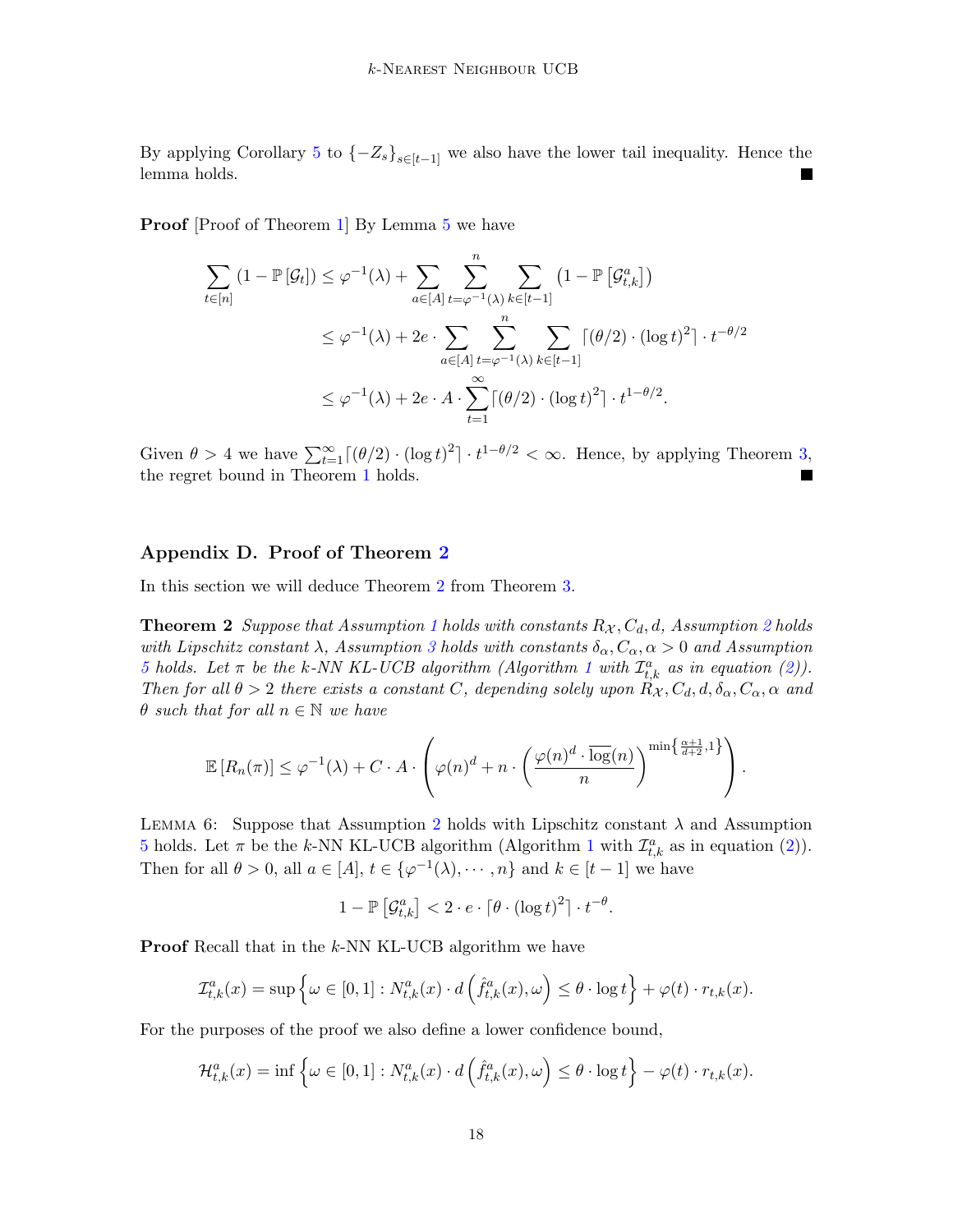By applying Corollary 5 to $\{-Z_s\}_{s\in[t-1]}$ we also have the lower tail inequality. Hence the lemma holds. ■

**Proof** [Proof of Theorem 1] By Lemma 5 we have

$$
\begin{aligned}
\sum_{t\in[n]} (1-\mathbb{P}[\mathcal{G}_t]) &\leq \varphi^{-1}(\lambda) + \sum_{a\in[A]} \sum_{t=\varphi^{-1}(\lambda)}^{n} \sum_{k\in[t-1]} \left(1-\mathbb{P}\left[\mathcal{G}_{t,k}^a\right]\right) \\
&\leq \varphi^{-1}(\lambda) + 2e\cdot \sum_{a\in[A]} \sum_{t=\varphi^{-1}(\lambda)}^{n} \sum_{k\in[t-1]} \lceil (\theta/2)\cdot (\log t)^2 \rceil \cdot t^{-\theta/2} \\
&\leq \varphi^{-1}(\lambda) + 2e\cdot A \cdot \sum_{t=1}^{\infty} \lceil (\theta/2)\cdot (\log t)^2 \rceil \cdot t^{1-\theta/2}.
\end{aligned}
$$

Given $\theta > 4$ we have $\sum_{t=1}^{\infty} \lceil (\theta/2)\cdot (\log t)^2 \rceil \cdot t^{1-\theta/2} < \infty$. Hence, by applying Theorem 3, the regret bound in Theorem 1 holds. ■

## Appendix D. Proof of Theorem 2

In this section we will deduce Theorem 2 from Theorem 3.

**Theorem 2** *Suppose that Assumption 1 holds with constants $R_{\mathcal{X}}, C_d, d$, Assumption 2 holds with Lipschitz constant $\lambda$, Assumption 3 holds with constants $\delta_\alpha, C_\alpha, \alpha > 0$ and Assumption 5 holds. Let $\pi$ be the $k$-NN KL-UCB algorithm (Algorithm 1 with $\mathcal{I}_{t,k}^a$ as in equation (2)). Then for all $\theta > 2$ there exists a constant $C$, depending solely upon $R_{\mathcal{X}}, C_d, d, \delta_\alpha, C_\alpha, \alpha$ and $\theta$ such that for all $n \in \mathbb{N}$ we have*

$$
\mathbb{E}\left[R_n(\pi)\right] \leq \varphi^{-1}(\lambda) + C\cdot A \cdot \left(\varphi(n)^d + n\cdot \left(\frac{\varphi(n)^d \cdot \overline{\log}(n)}{n}\right)^{\min\left\{\frac{\alpha+1}{d+2},1\right\}}\right).
$$

Lemma 6: Suppose that Assumption 2 holds with Lipschitz constant $\lambda$ and Assumption 5 holds. Let $\pi$ be the $k$-NN KL-UCB algorithm (Algorithm 1 with $\mathcal{I}_{t,k}^a$ as in equation (2)). Then for all $\theta > 0$, all $a\in[A]$, $t\in\{\varphi^{-1}(\lambda),\cdots,n\}$ and $k\in[t-1]$ we have

$$
1-\mathbb{P}\left[\mathcal{G}_{t,k}^a\right] < 2\cdot e\cdot \lceil \theta\cdot (\log t)^2\rceil \cdot t^{-\theta}.
$$

**Proof** Recall that in the $k$-NN KL-UCB algorithm we have

$$
\mathcal{I}_{t,k}^a(x) = \sup\left\{\omega\in[0,1] : N_{t,k}^a(x)\cdot d\left(\hat{f}_{t,k}^a(x),\omega\right) \leq \theta\cdot \log t\right\} + \varphi(t)\cdot r_{t,k}(x).
$$

For the purposes of the proof we also define a lower confidence bound,

$$
\mathcal{H}_{t,k}^a(x) = \inf\left\{\omega\in[0,1] : N_{t,k}^a(x)\cdot d\left(\hat{f}_{t,k}^a(x),\omega\right) \leq \theta\cdot \log t\right\} - \varphi(t)\cdot r_{t,k}(x).
$$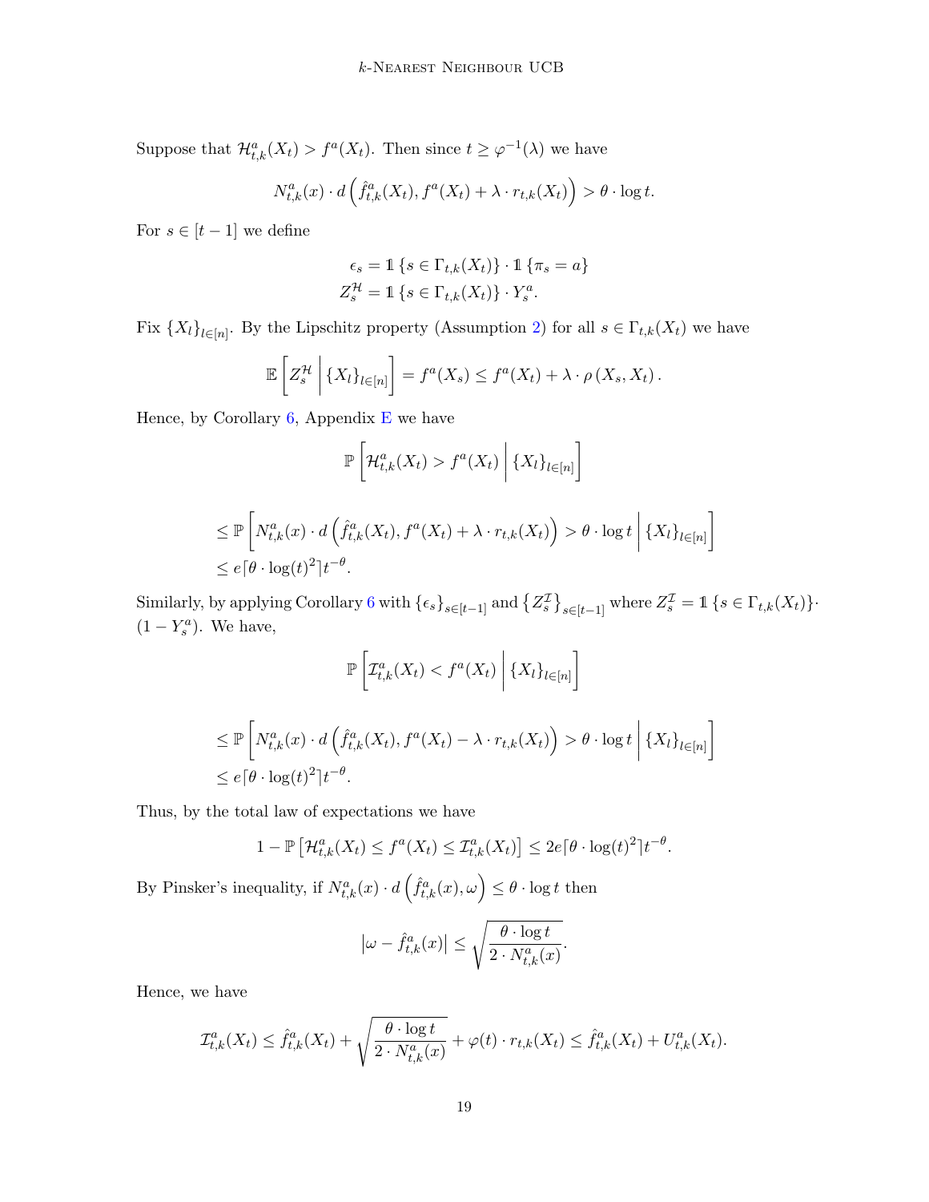Suppose that $\mathcal{H}^a_{t,k}(X_t) > f^a(X_t)$. Then since $t \geq \varphi^{-1}(\lambda)$ we have

$$N^a_{t,k}(x) \cdot d\left(\hat{f}^a_{t,k}(X_t), f^a(X_t) + \lambda \cdot r_{t,k}(X_t)\right) > \theta \cdot \log t.$$

For $s \in [t-1]$ we define

$$\epsilon_s = \mathbb{1}\left\{s \in \Gamma_{t,k}(X_t)\right\} \cdot \mathbb{1}\left\{\pi_s = a\right\}$$
$$Z^{\mathcal{H}}_s = \mathbb{1}\left\{s \in \Gamma_{t,k}(X_t)\right\} \cdot Y^a_s.$$

Fix $\{X_l\}_{l\in[n]}$. By the Lipschitz property (Assumption 2) for all $s \in \Gamma_{t,k}(X_t)$ we have

$$\mathbb{E}\left[Z^{\mathcal{H}}_s \,\middle|\, \{X_l\}_{l\in[n]}\right] = f^a(X_s) \leq f^a(X_t) + \lambda \cdot \rho\left(X_s, X_t\right).$$

Hence, by Corollary 6, Appendix E we have

$$\mathbb{P}\left[\mathcal{H}^a_{t,k}(X_t) > f^a(X_t) \,\middle|\, \{X_l\}_{l\in[n]}\right]$$

$$\leq \mathbb{P}\left[N^a_{t,k}(x) \cdot d\left(\hat{f}^a_{t,k}(X_t), f^a(X_t) + \lambda \cdot r_{t,k}(X_t)\right) > \theta \cdot \log t \,\middle|\, \{X_l\}_{l\in[n]}\right]$$
$$\leq e\lceil \theta \cdot \log(t)^2 \rceil t^{-\theta}.$$

Similarly, by applying Corollary 6 with $\{\epsilon_s\}_{s\in[t-1]}$ and $\left\{Z^{\mathcal{I}}_s\right\}_{s\in[t-1]}$ where $Z^{\mathcal{I}}_s = \mathbb{1}\left\{s \in \Gamma_{t,k}(X_t)\right\} \cdot (1 - Y^a_s)$. We have,

$$\mathbb{P}\left[\mathcal{I}^a_{t,k}(X_t) < f^a(X_t) \,\middle|\, \{X_l\}_{l\in[n]}\right]$$

$$\leq \mathbb{P}\left[N^a_{t,k}(x) \cdot d\left(\hat{f}^a_{t,k}(X_t), f^a(X_t) - \lambda \cdot r_{t,k}(X_t)\right) > \theta \cdot \log t \,\middle|\, \{X_l\}_{l\in[n]}\right]$$
$$\leq e\lceil \theta \cdot \log(t)^2 \rceil t^{-\theta}.$$

Thus, by the total law of expectations we have

$$1 - \mathbb{P}\left[\mathcal{H}^a_{t,k}(X_t) \leq f^a(X_t) \leq \mathcal{I}^a_{t,k}(X_t)\right] \leq 2e\lceil \theta \cdot \log(t)^2 \rceil t^{-\theta}.$$

By Pinsker's inequality, if $N^a_{t,k}(x) \cdot d\left(\hat{f}^a_{t,k}(x), \omega\right) \leq \theta \cdot \log t$ then

$$\left|\omega - \hat{f}^a_{t,k}(x)\right| \leq \sqrt{\frac{\theta \cdot \log t}{2 \cdot N^a_{t,k}(x)}}.$$

Hence, we have

$$\mathcal{I}^a_{t,k}(X_t) \leq \hat{f}^a_{t,k}(X_t) + \sqrt{\frac{\theta \cdot \log t}{2 \cdot N^a_{t,k}(x)}} + \varphi(t) \cdot r_{t,k}(X_t) \leq \hat{f}^a_{t,k}(X_t) + U^a_{t,k}(X_t).$$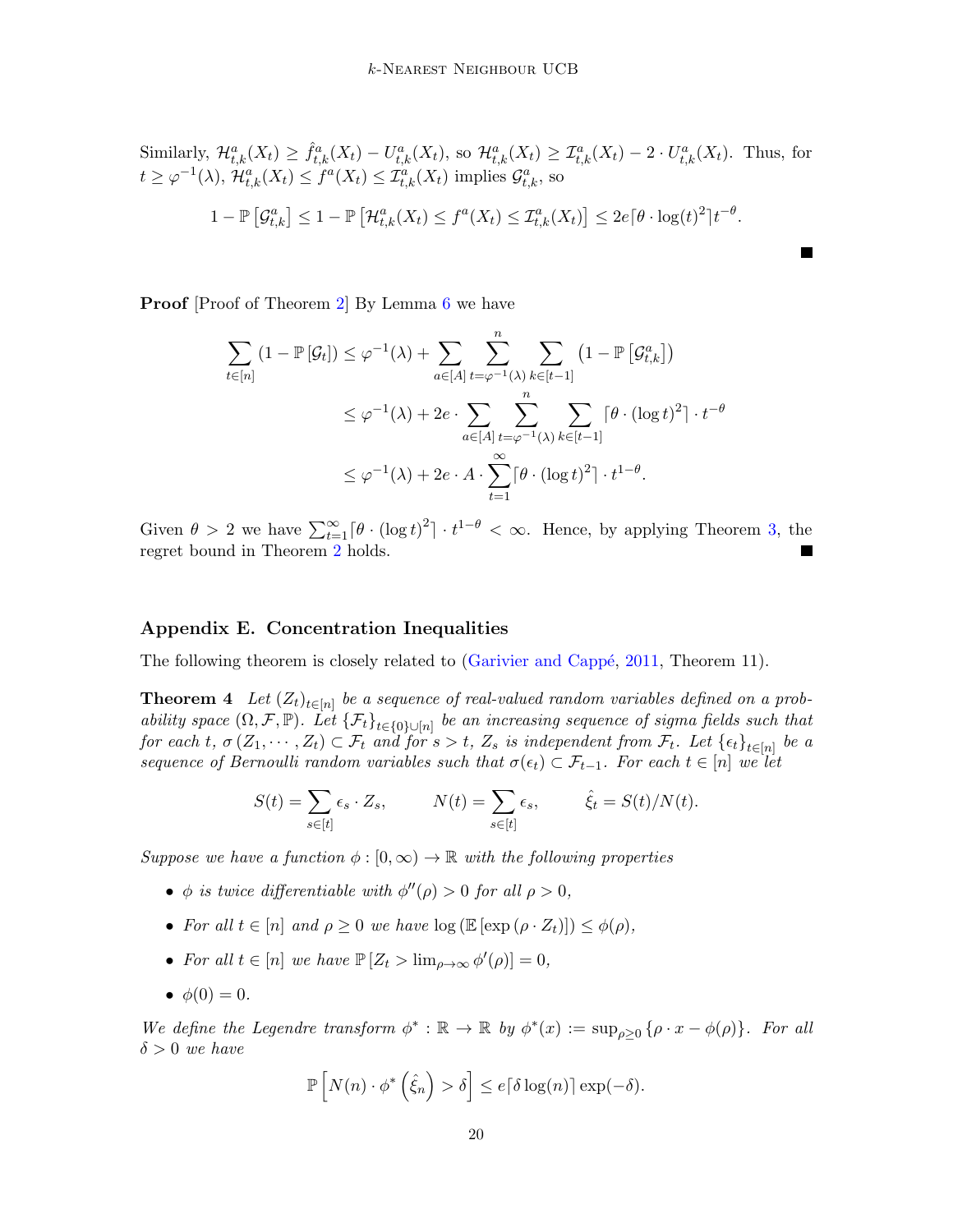Similarly, $\mathcal{H}^a_{t,k}(X_t) \geq \hat{f}^a_{t,k}(X_t) - U^a_{t,k}(X_t)$, so $\mathcal{H}^a_{t,k}(X_t) \geq \mathcal{I}^a_{t,k}(X_t) - 2 \cdot U^a_{t,k}(X_t)$. Thus, for $t \geq \varphi^{-1}(\lambda)$, $\mathcal{H}^a_{t,k}(X_t) \leq f^a(X_t) \leq \mathcal{I}^a_{t,k}(X_t)$ implies $\mathcal{G}^a_{t,k}$, so

$$1 - \mathbb{P}\left[\mathcal{G}^a_{t,k}\right] \leq 1 - \mathbb{P}\left[\mathcal{H}^a_{t,k}(X_t) \leq f^a(X_t) \leq \mathcal{I}^a_{t,k}(X_t)\right] \leq 2e\lceil \theta \cdot \log(t)^2 \rceil t^{-\theta}.$$

■

**Proof** [Proof of Theorem 2] By Lemma 6 we have

$$\begin{aligned}
\sum_{t \in [n]} (1 - \mathbb{P}[\mathcal{G}_t]) &\leq \varphi^{-1}(\lambda) + \sum_{a \in [A]} \sum_{t=\varphi^{-1}(\lambda)}^{n} \sum_{k \in [t-1]} \left(1 - \mathbb{P}\left[\mathcal{G}^a_{t,k}\right]\right) \\
&\leq \varphi^{-1}(\lambda) + 2e \cdot \sum_{a \in [A]} \sum_{t=\varphi^{-1}(\lambda)}^{n} \sum_{k \in [t-1]} \lceil \theta \cdot (\log t)^2 \rceil \cdot t^{-\theta} \\
&\leq \varphi^{-1}(\lambda) + 2e \cdot A \cdot \sum_{t=1}^{\infty} \lceil \theta \cdot (\log t)^2 \rceil \cdot t^{1-\theta}.
\end{aligned}$$

Given $\theta > 2$ we have $\sum_{t=1}^{\infty} \lceil \theta \cdot (\log t)^2 \rceil \cdot t^{1-\theta} < \infty$. Hence, by applying Theorem 3, the regret bound in Theorem 2 holds. ■

## Appendix E. Concentration Inequalities

The following theorem is closely related to (Garivier and Cappé, 2011, Theorem 11).

**Theorem 4** *Let $(Z_t)_{t \in [n]}$ be a sequence of real-valued random variables defined on a probability space $(\Omega, \mathcal{F}, \mathbb{P})$. Let $\{\mathcal{F}_t\}_{t \in \{0\} \cup [n]}$ be an increasing sequence of sigma fields such that for each $t$, $\sigma(Z_1, \cdots, Z_t) \subset \mathcal{F}_t$ and for $s > t$, $Z_s$ is independent from $\mathcal{F}_t$. Let $\{\epsilon_t\}_{t \in [n]}$ be a sequence of Bernoulli random variables such that $\sigma(\epsilon_t) \subset \mathcal{F}_{t-1}$. For each $t \in [n]$ we let*

$$S(t) = \sum_{s \in [t]} \epsilon_s \cdot Z_s, \qquad N(t) = \sum_{s \in [t]} \epsilon_s, \qquad \hat{\xi}_t = S(t)/N(t).$$

*Suppose we have a function $\phi : [0, \infty) \to \mathbb{R}$ with the following properties*

- *$\phi$ is twice differentiable with $\phi''(\rho) > 0$ for all $\rho > 0$,*
- *For all $t \in [n]$ and $\rho \geq 0$ we have $\log\left(\mathbb{E}\left[\exp\left(\rho \cdot Z_t\right)\right]\right) \leq \phi(\rho)$,*
- *For all $t \in [n]$ we have $\mathbb{P}\left[Z_t > \lim_{\rho \to \infty} \phi'(\rho)\right] = 0$,*
- *$\phi(0) = 0$.*

*We define the Legendre transform $\phi^* : \mathbb{R} \to \mathbb{R}$ by $\phi^*(x) := \sup_{\rho \geq 0}\{\rho \cdot x - \phi(\rho)\}$. For all $\delta > 0$ we have*

$$\mathbb{P}\left[N(n) \cdot \phi^*\left(\hat{\xi}_n\right) > \delta\right] \leq e\lceil \delta \log(n) \rceil \exp(-\delta).$$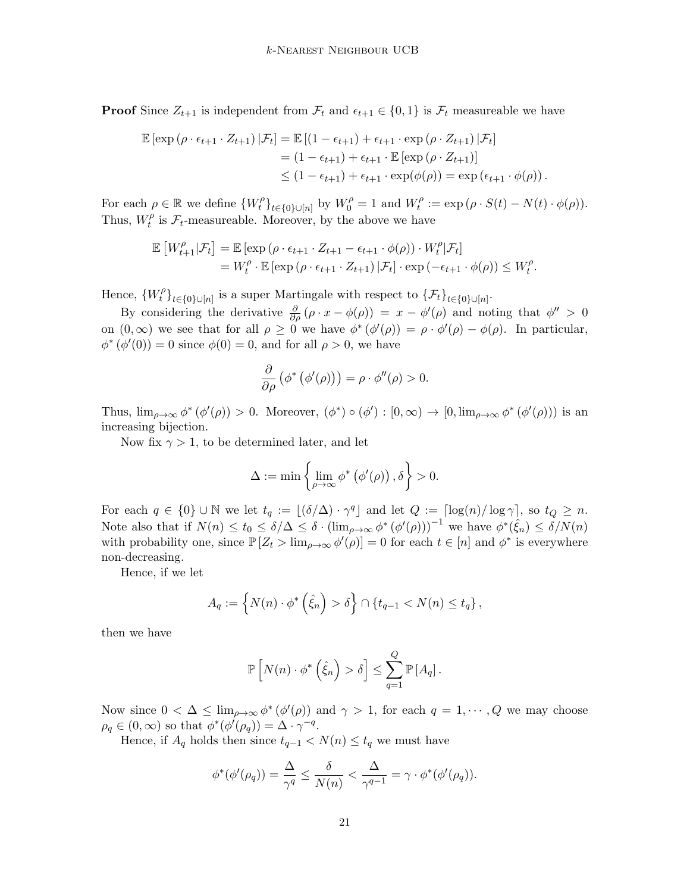**Proof** Since $Z_{t+1}$ is independent from $\mathcal{F}_t$ and $\epsilon_{t+1} \in \{0,1\}$ is $\mathcal{F}_t$ measureable we have

$$\begin{aligned}
\mathbb{E}\left[\exp\left(\rho \cdot \epsilon_{t+1} \cdot Z_{t+1}\right) | \mathcal{F}_t\right] &= \mathbb{E}\left[(1-\epsilon_{t+1}) + \epsilon_{t+1} \cdot \exp\left(\rho \cdot Z_{t+1}\right) | \mathcal{F}_t\right] \\
&= (1-\epsilon_{t+1}) + \epsilon_{t+1} \cdot \mathbb{E}\left[\exp\left(\rho \cdot Z_{t+1}\right)\right] \\
&\leq (1-\epsilon_{t+1}) + \epsilon_{t+1} \cdot \exp(\phi(\rho)) = \exp\left(\epsilon_{t+1} \cdot \phi(\rho)\right).
\end{aligned}$$

For each $\rho \in \mathbb{R}$ we define $\{W_t^\rho\}_{t \in \{0\} \cup [n]}$ by $W_0^\rho = 1$ and $W_t^\rho := \exp\left(\rho \cdot S(t) - N(t) \cdot \phi(\rho)\right)$. Thus, $W_t^\rho$ is $\mathcal{F}_t$-measureable. Moreover, by the above we have

$$\begin{aligned}
\mathbb{E}\left[W_{t+1}^\rho | \mathcal{F}_t\right] &= \mathbb{E}\left[\exp\left(\rho \cdot \epsilon_{t+1} \cdot Z_{t+1} - \epsilon_{t+1} \cdot \phi(\rho)\right) \cdot W_t^\rho | \mathcal{F}_t\right] \\
&= W_t^\rho \cdot \mathbb{E}\left[\exp\left(\rho \cdot \epsilon_{t+1} \cdot Z_{t+1}\right) | \mathcal{F}_t\right] \cdot \exp\left(-\epsilon_{t+1} \cdot \phi(\rho)\right) \leq W_t^\rho.
\end{aligned}$$

Hence, $\{W_t^\rho\}_{t \in \{0\} \cup [n]}$ is a super Martingale with respect to $\{\mathcal{F}_t\}_{t \in \{0\} \cup [n]}$.

By considering the derivative $\frac{\partial}{\partial \rho}\left(\rho \cdot x - \phi(\rho)\right) = x - \phi'(\rho)$ and noting that $\phi'' > 0$ on $(0, \infty)$ we see that for all $\rho \geq 0$ we have $\phi^*\left(\phi'(\rho)\right) = \rho \cdot \phi'(\rho) - \phi(\rho)$. In particular, $\phi^*\left(\phi'(0)\right) = 0$ since $\phi(0) = 0$, and for all $\rho > 0$, we have

$$\frac{\partial}{\partial \rho}\left(\phi^*\left(\phi'(\rho)\right)\right) = \rho \cdot \phi''(\rho) > 0.$$

Thus, $\lim_{\rho \to \infty} \phi^*\left(\phi'(\rho)\right) > 0$. Moreover, $(\phi^*) \circ (\phi') : [0, \infty) \to [0, \lim_{\rho \to \infty} \phi^*\left(\phi'(\rho)\right))$ is an increasing bijection.

Now fix $\gamma > 1$, to be determined later, and let

$$\Delta := \min\left\{\lim_{\rho \to \infty} \phi^*\left(\phi'(\rho)\right), \delta\right\} > 0.$$

For each $q \in \{0\} \cup \mathbb{N}$ we let $t_q := \lfloor (\delta/\Delta) \cdot \gamma^q \rfloor$ and let $Q := \lceil \log(n)/\log \gamma \rceil$, so $t_Q \geq n$. Note also that if $N(n) \leq t_0 \leq \delta/\Delta \leq \delta \cdot \left(\lim_{\rho \to \infty} \phi^*\left(\phi'(\rho)\right)\right)^{-1}$ we have $\phi^*(\hat{\xi}_n) \leq \delta/N(n)$ with probability one, since $\mathbb{P}\left[Z_t > \lim_{\rho \to \infty} \phi'(\rho)\right] = 0$ for each $t \in [n]$ and $\phi^*$ is everywhere non-decreasing.

Hence, if we let

$$A_q := \left\{N(n) \cdot \phi^*\left(\hat{\xi}_n\right) > \delta\right\} \cap \left\{t_{q-1} < N(n) \leq t_q\right\},$$

then we have

$$\mathbb{P}\left[N(n) \cdot \phi^*\left(\hat{\xi}_n\right) > \delta\right] \leq \sum_{q=1}^{Q} \mathbb{P}\left[A_q\right].$$

Now since $0 < \Delta \leq \lim_{\rho \to \infty} \phi^*\left(\phi'(\rho)\right)$ and $\gamma > 1$, for each $q = 1, \cdots, Q$ we may choose $\rho_q \in (0, \infty)$ so that $\phi^*(\phi'(\rho_q)) = \Delta \cdot \gamma^{-q}$.

Hence, if $A_q$ holds then since $t_{q-1} < N(n) \leq t_q$ we must have

$$\phi^*(\phi'(\rho_q)) = \frac{\Delta}{\gamma^q} \leq \frac{\delta}{N(n)} < \frac{\Delta}{\gamma^{q-1}} = \gamma \cdot \phi^*(\phi'(\rho_q)).$$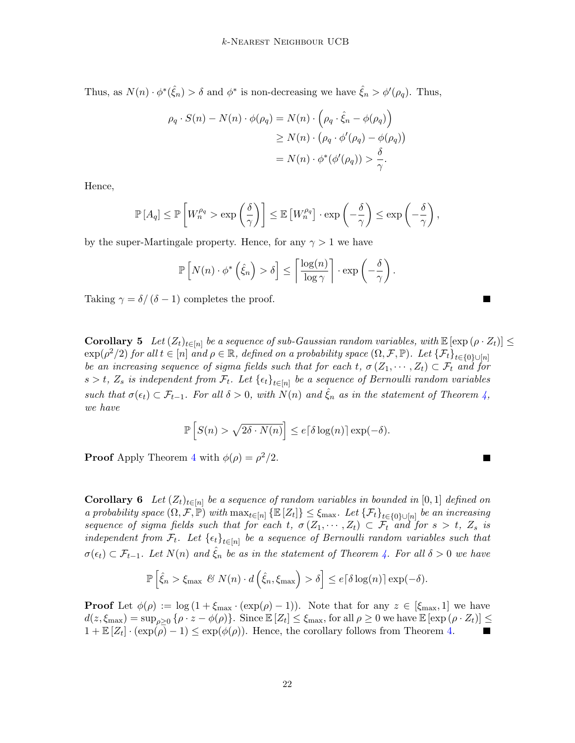Thus, as $N(n) \cdot \phi^*(\hat{\xi}_n) > \delta$ and $\phi^*$ is non-decreasing we have $\hat{\xi}_n > \phi'(\rho_q)$. Thus,

$$
\begin{aligned}
\rho_q \cdot S(n) - N(n) \cdot \phi(\rho_q) &= N(n) \cdot \left(\rho_q \cdot \hat{\xi}_n - \phi(\rho_q)\right) \\
&\geq N(n) \cdot \left(\rho_q \cdot \phi'(\rho_q) - \phi(\rho_q)\right) \\
&= N(n) \cdot \phi^*(\phi'(\rho_q)) > \frac{\delta}{\gamma}.
\end{aligned}
$$

Hence,

$$
\mathbb{P}\left[A_q\right] \leq \mathbb{P}\left[W_n^{\rho_q} > \exp\left(\frac{\delta}{\gamma}\right)\right] \leq \mathbb{E}\left[W_n^{\rho_q}\right] \cdot \exp\left(-\frac{\delta}{\gamma}\right) \leq \exp\left(-\frac{\delta}{\gamma}\right),
$$

by the super-Martingale property. Hence, for any $\gamma > 1$ we have

$$
\mathbb{P}\left[N(n) \cdot \phi^*\left(\hat{\xi}_n\right) > \delta\right] \leq \left\lceil \frac{\log(n)}{\log \gamma} \right\rceil \cdot \exp\left(-\frac{\delta}{\gamma}\right).
$$

Taking $\gamma = \delta / (\delta - 1)$ completes the proof. ∎

**Corollary 5** *Let $(Z_t)_{t \in [n]}$ be a sequence of sub-Gaussian random variables, with $\mathbb{E}\left[\exp\left(\rho \cdot Z_t\right)\right] \leq \exp(\rho^2/2)$ for all $t \in [n]$ and $\rho \in \mathbb{R}$, defined on a probability space $(\Omega, \mathcal{F}, \mathbb{P})$. Let $\{\mathcal{F}_t\}_{t \in \{0\} \cup [n]}$ be an increasing sequence of sigma fields such that for each $t$, $\sigma\left(Z_1, \cdots, Z_t\right) \subset \mathcal{F}_t$ and for $s > t$, $Z_s$ is independent from $\mathcal{F}_t$. Let $\{\epsilon_t\}_{t \in [n]}$ be a sequence of Bernoulli random variables such that $\sigma(\epsilon_t) \subset \mathcal{F}_{t-1}$. For all $\delta > 0$, with $N(n)$ and $\hat{\xi}_n$ as in the statement of Theorem 4, we have*

$$
\mathbb{P}\left[S(n) > \sqrt{2\delta \cdot N(n)}\right] \leq e\lceil \delta \log(n) \rceil \exp(-\delta).
$$

**Proof** Apply Theorem 4 with $\phi(\rho) = \rho^2/2$. ∎

**Corollary 6** *Let $(Z_t)_{t \in [n]}$ be a sequence of random variables in bounded in $[0, 1]$ defined on a probability space $(\Omega, \mathcal{F}, \mathbb{P})$ with $\max_{t \in [n]} \{\mathbb{E}\left[Z_t\right]\} \leq \xi_{\max}$. Let $\{\mathcal{F}_t\}_{t \in \{0\} \cup [n]}$ be an increasing sequence of sigma fields such that for each $t$, $\sigma\left(Z_1, \cdots, Z_t\right) \subset \mathcal{F}_t$ and for $s > t$, $Z_s$ is independent from $\mathcal{F}_t$. Let $\{\epsilon_t\}_{t \in [n]}$ be a sequence of Bernoulli random variables such that $\sigma(\epsilon_t) \subset \mathcal{F}_{t-1}$. Let $N(n)$ and $\hat{\xi}_n$ be as in the statement of Theorem 4. For all $\delta > 0$ we have*

$$
\mathbb{P}\left[\hat{\xi}_n > \xi_{\max} \text{ \& } N(n) \cdot d\left(\hat{\xi}_n, \xi_{\max}\right) > \delta\right] \leq e\lceil \delta \log(n) \rceil \exp(-\delta).
$$

**Proof** Let $\phi(\rho) := \log\left(1 + \xi_{\max} \cdot (\exp(\rho) - 1)\right)$. Note that for any $z \in [\xi_{\max}, 1]$ we have $d(z, \xi_{\max}) = \sup_{\rho \geq 0} \{\rho \cdot z - \phi(\rho)\}$. Since $\mathbb{E}\left[Z_t\right] \leq \xi_{\max}$, for all $\rho \geq 0$ we have $\mathbb{E}\left[\exp\left(\rho \cdot Z_t\right)\right] \leq 1 + \mathbb{E}\left[Z_t\right] \cdot (\exp(\rho) - 1) \leq \exp(\phi(\rho))$. Hence, the corollary follows from Theorem 4. ∎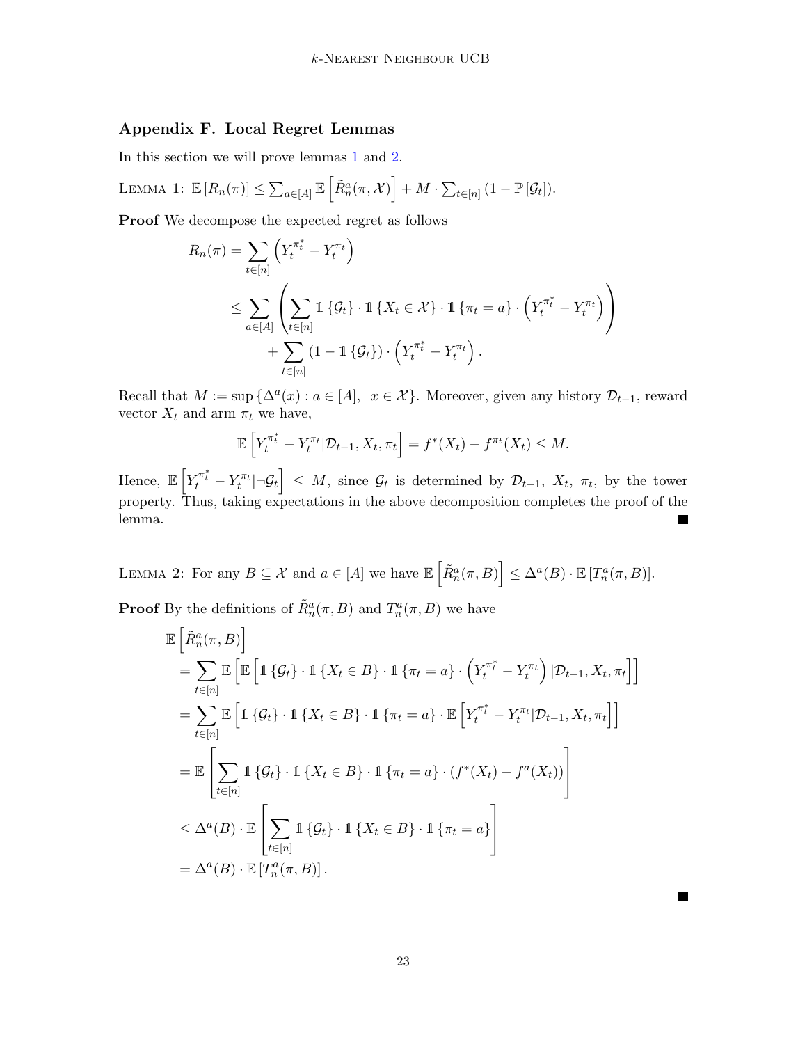## Appendix F. Local Regret Lemmas

In this section we will prove lemmas 1 and 2.

LEMMA 1: $\mathbb{E}\left[R_n(\pi)\right] \leq \sum_{a\in[A]} \mathbb{E}\left[\tilde{R}_n^a(\pi, \mathcal{X})\right] + M \cdot \sum_{t\in[n]} \left(1 - \mathbb{P}\left[\mathcal{G}_t\right]\right)$.

**Proof** We decompose the expected regret as follows

$$
\begin{aligned}
R_n(\pi) &= \sum_{t\in[n]} \left(Y_t^{\pi_t^*} - Y_t^{\pi_t}\right) \\
&\leq \sum_{a\in[A]} \left(\sum_{t\in[n]} \mathbb{1}\left\{\mathcal{G}_t\right\} \cdot \mathbb{1}\left\{X_t \in \mathcal{X}\right\} \cdot \mathbb{1}\left\{\pi_t = a\right\} \cdot \left(Y_t^{\pi_t^*} - Y_t^{\pi_t}\right)\right) \\
&\quad + \sum_{t\in[n]} \left(1 - \mathbb{1}\left\{\mathcal{G}_t\right\}\right) \cdot \left(Y_t^{\pi_t^*} - Y_t^{\pi_t}\right).
\end{aligned}
$$

Recall that $M := \sup\left\{\Delta^a(x) : a \in [A],\ \ x \in \mathcal{X}\right\}$. Moreover, given any history $\mathcal{D}_{t-1}$, reward vector $X_t$ and arm $\pi_t$ we have,

$$
\mathbb{E}\left[Y_t^{\pi_t^*} - Y_t^{\pi_t} | \mathcal{D}_{t-1}, X_t, \pi_t\right] = f^*(X_t) - f^{\pi_t}(X_t) \leq M.
$$

Hence, $\mathbb{E}\left[Y_t^{\pi_t^*} - Y_t^{\pi_t} | \neg\mathcal{G}_t\right] \leq M$, since $\mathcal{G}_t$ is determined by $\mathcal{D}_{t-1},\ X_t,\ \pi_t$, by the tower property. Thus, taking expectations in the above decomposition completes the proof of the lemma. ∎

LEMMA 2: For any $B \subseteq \mathcal{X}$ and $a \in [A]$ we have $\mathbb{E}\left[\tilde{R}_n^a(\pi, B)\right] \leq \Delta^a(B) \cdot \mathbb{E}\left[T_n^a(\pi, B)\right]$.

**Proof** By the definitions of $\tilde{R}_n^a(\pi, B)$ and $T_n^a(\pi, B)$ we have

$$
\begin{aligned}
&\mathbb{E}\left[\tilde{R}_n^a(\pi, B)\right] \\
&= \sum_{t\in[n]} \mathbb{E}\left[\mathbb{E}\left[\mathbb{1}\left\{\mathcal{G}_t\right\} \cdot \mathbb{1}\left\{X_t \in B\right\} \cdot \mathbb{1}\left\{\pi_t = a\right\} \cdot \left(Y_t^{\pi_t^*} - Y_t^{\pi_t}\right) | \mathcal{D}_{t-1}, X_t, \pi_t\right]\right] \\
&= \sum_{t\in[n]} \mathbb{E}\left[\mathbb{1}\left\{\mathcal{G}_t\right\} \cdot \mathbb{1}\left\{X_t \in B\right\} \cdot \mathbb{1}\left\{\pi_t = a\right\} \cdot \mathbb{E}\left[Y_t^{\pi_t^*} - Y_t^{\pi_t} | \mathcal{D}_{t-1}, X_t, \pi_t\right]\right] \\
&= \mathbb{E}\left[\sum_{t\in[n]} \mathbb{1}\left\{\mathcal{G}_t\right\} \cdot \mathbb{1}\left\{X_t \in B\right\} \cdot \mathbb{1}\left\{\pi_t = a\right\} \cdot \left(f^*(X_t) - f^a(X_t)\right)\right] \\
&\leq \Delta^a(B) \cdot \mathbb{E}\left[\sum_{t\in[n]} \mathbb{1}\left\{\mathcal{G}_t\right\} \cdot \mathbb{1}\left\{X_t \in B\right\} \cdot \mathbb{1}\left\{\pi_t = a\right\}\right] \\
&= \Delta^a(B) \cdot \mathbb{E}\left[T_n^a(\pi, B)\right].
\end{aligned}
$$

∎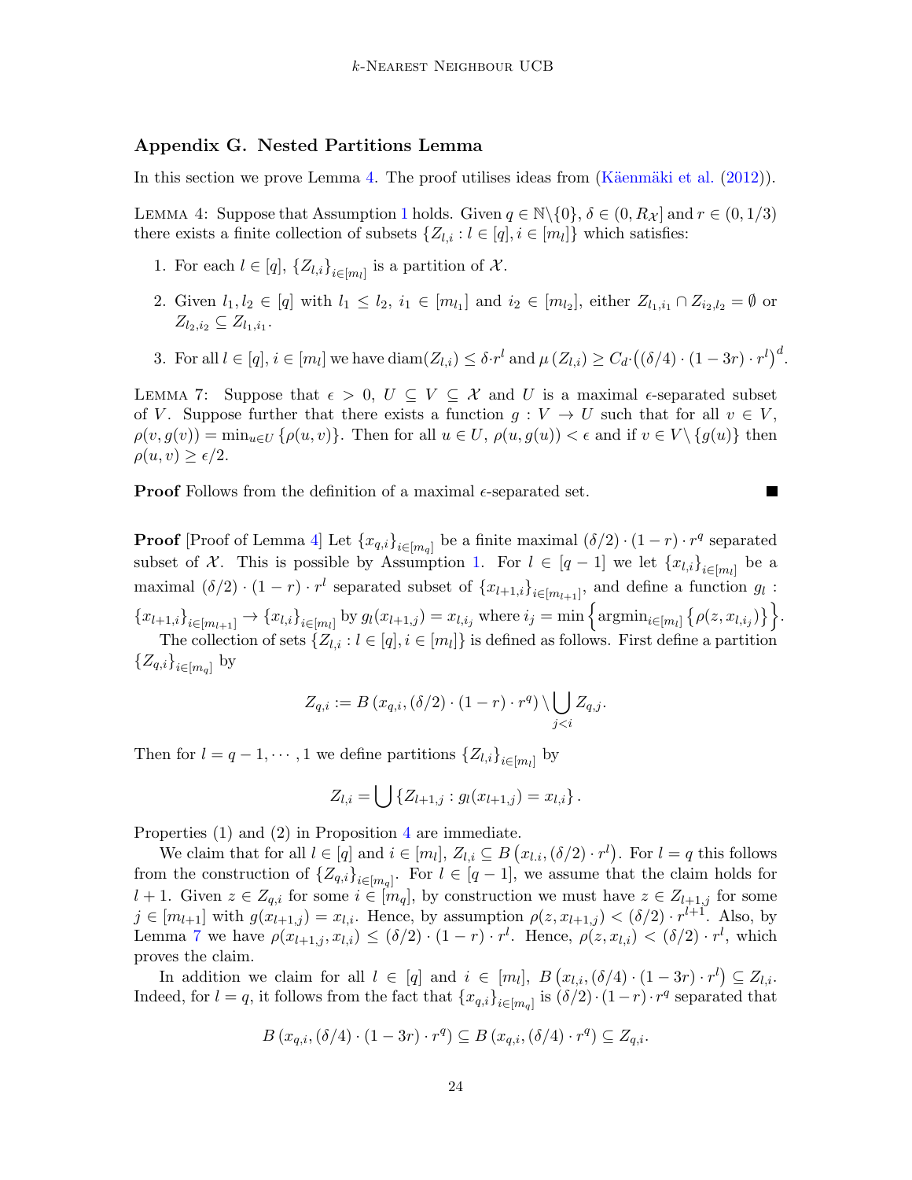## Appendix G. Nested Partitions Lemma

In this section we prove Lemma 4. The proof utilises ideas from (Käenmäki et al. (2012)).

Lemma 4: Suppose that Assumption 1 holds. Given $q \in \mathbb{N}\backslash\{0\}$, $\delta \in (0, R_{\mathcal{X}}]$ and $r \in (0, 1/3)$ there exists a finite collection of subsets $\{Z_{l,i} : l \in [q], i \in [m_l]\}$ which satisfies:

1. For each $l \in [q]$, $\{Z_{l,i}\}_{i \in [m_l]}$ is a partition of $\mathcal{X}$.
2. Given $l_1, l_2 \in [q]$ with $l_1 \leq l_2$, $i_1 \in [m_{l_1}]$ and $i_2 \in [m_{l_2}]$, either $Z_{l_1,i_1} \cap Z_{i_2,l_2} = \emptyset$ or $Z_{l_2,i_2} \subseteq Z_{l_1,i_1}$.
3. For all $l \in [q]$, $i \in [m_l]$ we have $\mathrm{diam}(Z_{l,i}) \leq \delta \cdot r^l$ and $\mu(Z_{l,i}) \geq C_d \cdot \left((\delta/4) \cdot (1-3r) \cdot r^l\right)^d$.

Lemma 7: Suppose that $\epsilon > 0$, $U \subseteq V \subseteq \mathcal{X}$ and $U$ is a maximal $\epsilon$-separated subset of $V$. Suppose further that there exists a function $g : V \to U$ such that for all $v \in V$, $\rho(v, g(v)) = \min_{u \in U} \{\rho(u, v)\}$. Then for all $u \in U$, $\rho(u, g(u)) < \epsilon$ and if $v \in V \backslash \{g(u)\}$ then $\rho(u, v) \geq \epsilon/2$.

**Proof** Follows from the definition of a maximal $\epsilon$-separated set. ■

**Proof** [Proof of Lemma 4] Let $\{x_{q,i}\}_{i \in [m_q]}$ be a finite maximal $(\delta/2) \cdot (1-r) \cdot r^q$ separated subset of $\mathcal{X}$. This is possible by Assumption 1. For $l \in [q-1]$ we let $\{x_{l,i}\}_{i \in [m_l]}$ be a maximal $(\delta/2) \cdot (1-r) \cdot r^l$ separated subset of $\{x_{l+1,i}\}_{i \in [m_{l+1}]}$, and define a function $g_l : \{x_{l+1,i}\}_{i \in [m_{l+1}]} \to \{x_{l,i}\}_{i \in [m_l]}$ by $g_l(x_{l+1,j}) = x_{l,i_j}$ where $i_j = \min\left\{\mathrm{argmin}_{i \in [m_l]}\left\{\rho(z, x_{l,i_j})\right\}\right\}$.

The collection of sets $\{Z_{l,i} : l \in [q], i \in [m_l]\}$ is defined as follows. First define a partition $\{Z_{q,i}\}_{i \in [m_q]}$ by

$$Z_{q,i} := B\left(x_{q,i}, (\delta/2) \cdot (1-r) \cdot r^q\right) \backslash \bigcup_{j<i} Z_{q,j}.$$

Then for $l = q-1, \cdots, 1$ we define partitions $\{Z_{l,i}\}_{i \in [m_l]}$ by

$$Z_{l,i} = \bigcup \left\{Z_{l+1,j} : g_l(x_{l+1,j}) = x_{l,i}\right\}.$$

Properties (1) and (2) in Proposition 4 are immediate.

We claim that for all $l \in [q]$ and $i \in [m_l]$, $Z_{l,i} \subseteq B\left(x_{l,i}, (\delta/2) \cdot r^l\right)$. For $l = q$ this follows from the construction of $\{Z_{q,i}\}_{i \in [m_q]}$. For $l \in [q-1]$, we assume that the claim holds for $l+1$. Given $z \in Z_{q,i}$ for some $i \in [m_q]$, by construction we must have $z \in Z_{l+1,j}$ for some $j \in [m_{l+1}]$ with $g(x_{l+1,j}) = x_{l,i}$. Hence, by assumption $\rho(z, x_{l+1,j}) < (\delta/2) \cdot r^{l+1}$. Also, by Lemma 7 we have $\rho(x_{l+1,j}, x_{l,i}) \leq (\delta/2) \cdot (1-r) \cdot r^l$. Hence, $\rho(z, x_{l,i}) < (\delta/2) \cdot r^l$, which proves the claim.

In addition we claim for all $l \in [q]$ and $i \in [m_l]$, $B\left(x_{l,i}, (\delta/4) \cdot (1-3r) \cdot r^l\right) \subseteq Z_{l,i}$. Indeed, for $l = q$, it follows from the fact that $\{x_{q,i}\}_{i \in [m_q]}$ is $(\delta/2) \cdot (1-r) \cdot r^q$ separated that

$$B\left(x_{q,i}, (\delta/4) \cdot (1-3r) \cdot r^q\right) \subseteq B\left(x_{q,i}, (\delta/4) \cdot r^q\right) \subseteq Z_{q,i}.$$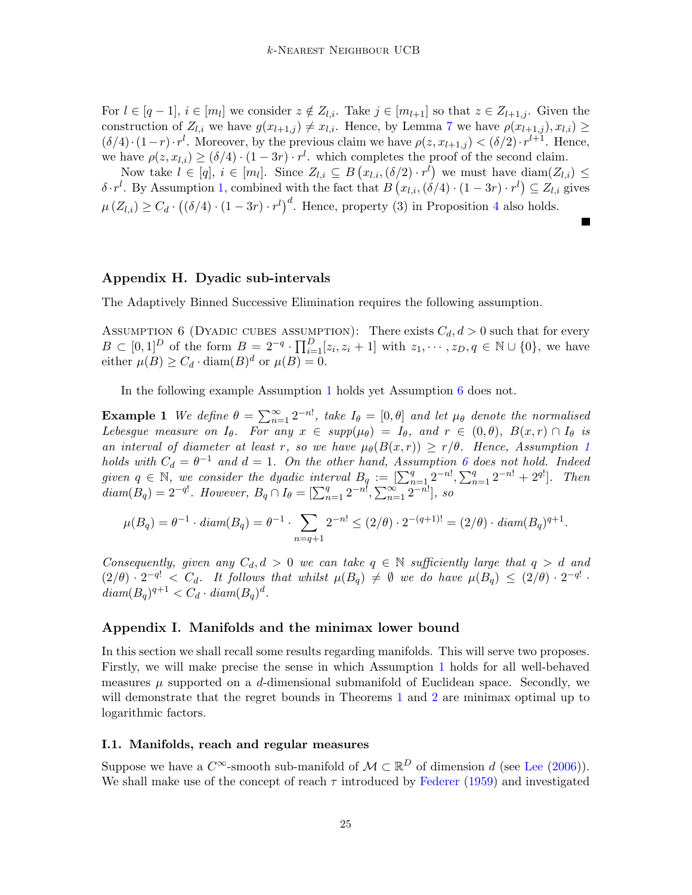For $l \in [q-1]$, $i \in [m_l]$ we consider $z \notin Z_{l,i}$. Take $j \in [m_{l+1}]$ so that $z \in Z_{l+1,j}$. Given the construction of $Z_{l,i}$ we have $g(x_{l+1,j}) \neq x_{l,i}$. Hence, by Lemma 7 we have $\rho(x_{l+1,j}), x_{l,i}) \geq (\delta/4) \cdot (1-r) \cdot r^l$. Moreover, by the previous claim we have $\rho(z, x_{l+1,j}) < (\delta/2) \cdot r^{l+1}$. Hence, we have $\rho(z, x_{l,i}) \geq (\delta/4) \cdot (1-3r) \cdot r^l$. which completes the proof of the second claim.

Now take $l \in [q]$, $i \in [m_l]$. Since $Z_{l,i} \subseteq B\left(x_{l.i}, (\delta/2) \cdot r^l\right)$ we must have $\text{diam}(Z_{l,i}) \leq \delta \cdot r^l$. By Assumption 1, combined with the fact that $B\left(x_{l,i}, (\delta/4) \cdot (1-3r) \cdot r^l\right) \subseteq Z_{l,i}$ gives $\mu\left(Z_{l,i}\right) \geq C_d \cdot \left((\delta/4) \cdot (1-3r) \cdot r^l\right)^d$. Hence, property (3) in Proposition 4 also holds.

∎

## Appendix H. Dyadic sub-intervals

The Adaptively Binned Successive Elimination requires the following assumption.

Assumption 6 (Dyadic cubes assumption): There exists $C_d, d > 0$ such that for every $B \subset [0,1]^D$ of the form $B = 2^{-q} \cdot \prod_{i=1}^{D}[z_i, z_i + 1]$ with $z_1, \cdots, z_D, q \in \mathbb{N} \cup \{0\}$, we have either $\mu(B) \geq C_d \cdot \text{diam}(B)^d$ or $\mu(B) = 0$.

In the following example Assumption 1 holds yet Assumption 6 does not.

**Example 1** *We define $\theta = \sum_{n=1}^{\infty} 2^{-n!}$, take $I_\theta = [0, \theta]$ and let $\mu_\theta$ denote the normalised Lebesgue measure on $I_\theta$. For any $x \in supp(\mu_\theta) = I_\theta$, and $r \in (0, \theta)$, $B(x,r) \cap I_\theta$ is an interval of diameter at least $r$, so we have $\mu_\theta(B(x,r)) \geq r/\theta$. Hence, Assumption 1 holds with $C_d = \theta^{-1}$ and $d = 1$. On the other hand, Assumption 6 does not hold. Indeed given $q \in \mathbb{N}$, we consider the dyadic interval $B_q := [\sum_{n=1}^{q} 2^{-n!}, \sum_{n=1}^{q} 2^{-n!} + 2^{q!}]$. Then $diam(B_q) = 2^{-q!}$. However, $B_q \cap I_\theta = [\sum_{n=1}^{q} 2^{-n!}, \sum_{n=1}^{\infty} 2^{-n!}]$, so*

$$\mu(B_q) = \theta^{-1} \cdot diam(B_q) = \theta^{-1} \cdot \sum_{n=q+1} 2^{-n!} \leq (2/\theta) \cdot 2^{-(q+1)!} = (2/\theta) \cdot diam(B_q)^{q+1}.$$

*Consequently, given any $C_d, d > 0$ we can take $q \in \mathbb{N}$ sufficiently large that $q > d$ and $(2/\theta) \cdot 2^{-q!} < C_d$. It follows that whilst $\mu(B_q) \neq \emptyset$ we do have $\mu(B_q) \leq (2/\theta) \cdot 2^{-q!} \cdot diam(B_q)^{q+1} < C_d \cdot diam(B_q)^d$.*

## Appendix I. Manifolds and the minimax lower bound

In this section we shall recall some results regarding manifolds. This will serve two proposes. Firstly, we will make precise the sense in which Assumption 1 holds for all well-behaved measures $\mu$ supported on a $d$-dimensional submanifold of Euclidean space. Secondly, we will demonstrate that the regret bounds in Theorems 1 and 2 are minimax optimal up to logarithmic factors.

### I.1. Manifolds, reach and regular measures

Suppose we have a $C^\infty$-smooth sub-manifold of $\mathcal{M} \subset \mathbb{R}^D$ of dimension $d$ (see Lee (2006)). We shall make use of the concept of reach $\tau$ introduced by Federer (1959) and investigated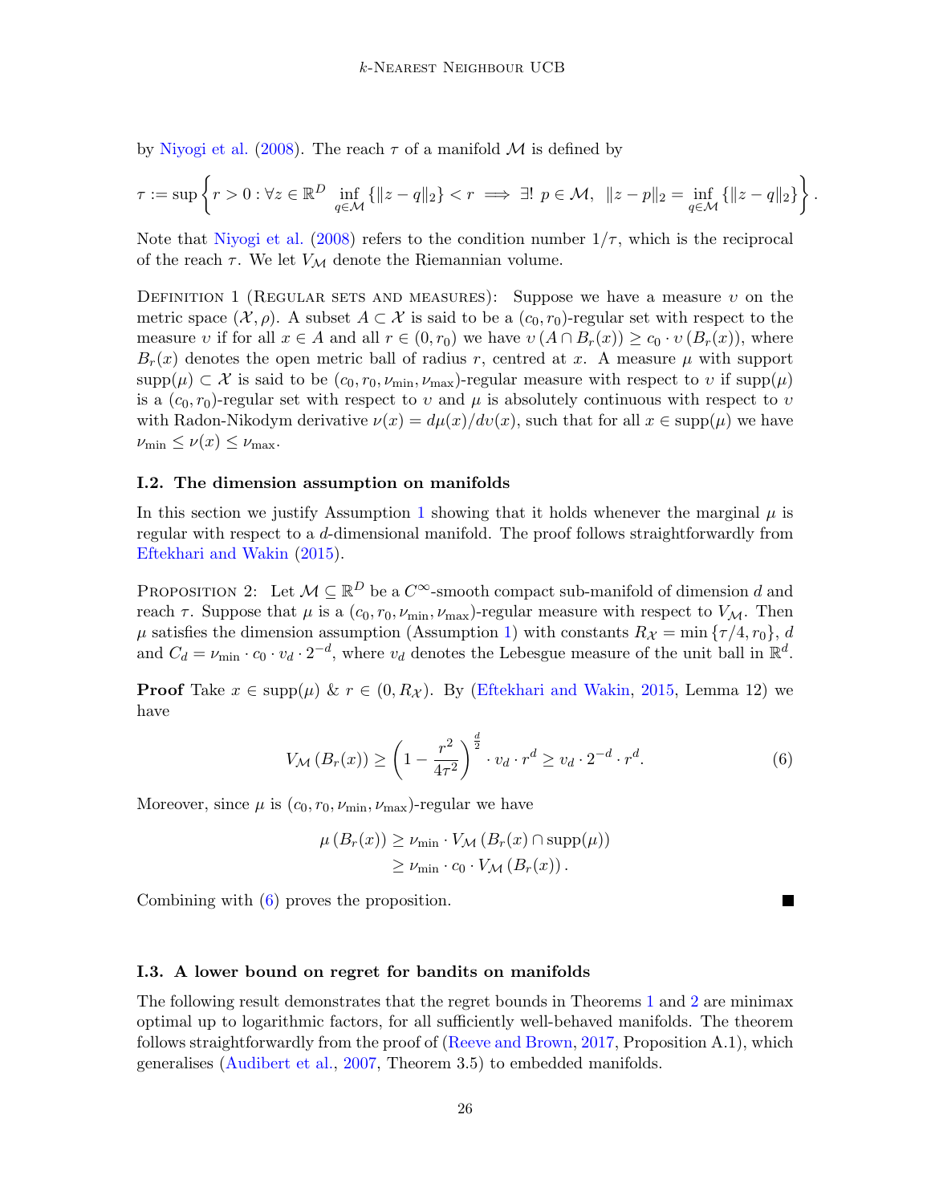by Niyogi et al. (2008). The reach $\tau$ of a manifold $\mathcal{M}$ is defined by

$$\tau := \sup \left\{ r > 0 : \forall z \in \mathbb{R}^D \inf_{q \in \mathcal{M}} \{\|z - q\|_2\} < r \implies \exists!\ p \in \mathcal{M},\ \|z - p\|_2 = \inf_{q \in \mathcal{M}} \{\|z - q\|_2\} \right\}.$$

Note that Niyogi et al. (2008) refers to the condition number $1/\tau$, which is the reciprocal of the reach $\tau$. We let $V_{\mathcal{M}}$ denote the Riemannian volume.

Definition 1 (Regular sets and measures): Suppose we have a measure $\upsilon$ on the metric space $(\mathcal{X}, \rho)$. A subset $A \subset \mathcal{X}$ is said to be a $(c_0, r_0)$-regular set with respect to the measure $\upsilon$ if for all $x \in A$ and all $r \in (0, r_0)$ we have $\upsilon(A \cap B_r(x)) \geq c_0 \cdot \upsilon(B_r(x))$, where $B_r(x)$ denotes the open metric ball of radius $r$, centred at $x$. A measure $\mu$ with support $\mathrm{supp}(\mu) \subset \mathcal{X}$ is said to be $(c_0, r_0, \nu_{\min}, \nu_{\max})$-regular measure with respect to $\upsilon$ if $\mathrm{supp}(\mu)$ is a $(c_0, r_0)$-regular set with respect to $\upsilon$ and $\mu$ is absolutely continuous with respect to $\upsilon$ with Radon-Nikodym derivative $\nu(x) = d\mu(x)/d\upsilon(x)$, such that for all $x \in \mathrm{supp}(\mu)$ we have $\nu_{\min} \leq \nu(x) \leq \nu_{\max}$.

### I.2. The dimension assumption on manifolds

In this section we justify Assumption 1 showing that it holds whenever the marginal $\mu$ is regular with respect to a $d$-dimensional manifold. The proof follows straightforwardly from Eftekhari and Wakin (2015).

Proposition 2: Let $\mathcal{M} \subseteq \mathbb{R}^D$ be a $C^\infty$-smooth compact sub-manifold of dimension $d$ and reach $\tau$. Suppose that $\mu$ is a $(c_0, r_0, \nu_{\min}, \nu_{\max})$-regular measure with respect to $V_{\mathcal{M}}$. Then $\mu$ satisfies the dimension assumption (Assumption 1) with constants $R_{\mathcal{X}} = \min\{\tau/4, r_0\}$, $d$ and $C_d = \nu_{\min} \cdot c_0 \cdot v_d \cdot 2^{-d}$, where $v_d$ denotes the Lebesgue measure of the unit ball in $\mathbb{R}^d$.

**Proof** Take $x \in \mathrm{supp}(\mu)$ & $r \in (0, R_{\mathcal{X}})$. By (Eftekhari and Wakin, 2015, Lemma 12) we have

$$V_{\mathcal{M}}(B_r(x)) \geq \left(1 - \frac{r^2}{4\tau^2}\right)^{\frac{d}{2}} \cdot v_d \cdot r^d \geq v_d \cdot 2^{-d} \cdot r^d. \tag{6}$$

Moreover, since $\mu$ is $(c_0, r_0, \nu_{\min}, \nu_{\max})$-regular we have

$$\begin{aligned}\mu(B_r(x)) &\geq \nu_{\min} \cdot V_{\mathcal{M}}(B_r(x) \cap \mathrm{supp}(\mu)) \\ &\geq \nu_{\min} \cdot c_0 \cdot V_{\mathcal{M}}(B_r(x)).\end{aligned}$$

Combining with (6) proves the proposition. ■

### I.3. A lower bound on regret for bandits on manifolds

The following result demonstrates that the regret bounds in Theorems 1 and 2 are minimax optimal up to logarithmic factors, for all sufficiently well-behaved manifolds. The theorem follows straightforwardly from the proof of (Reeve and Brown, 2017, Proposition A.1), which generalises (Audibert et al., 2007, Theorem 3.5) to embedded manifolds.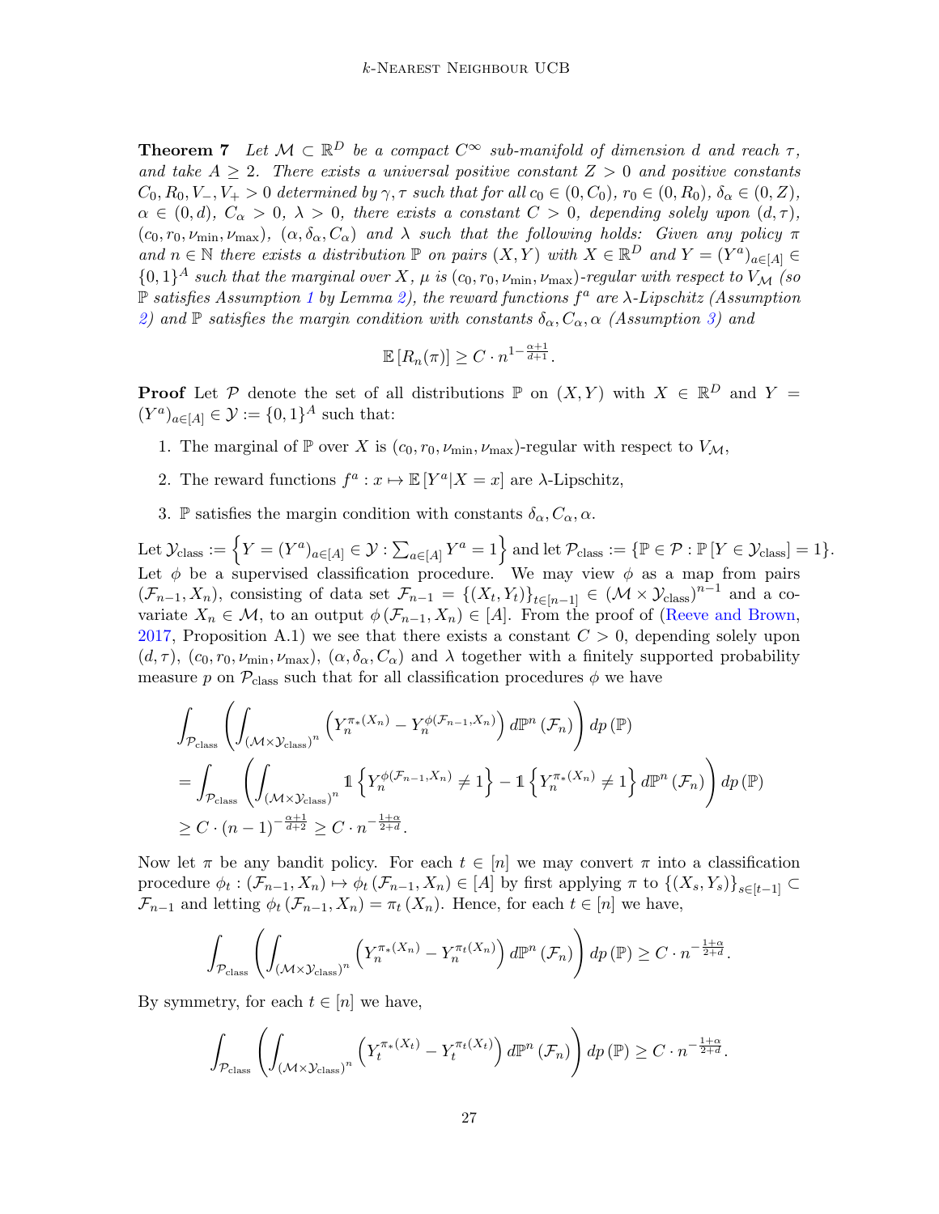**Theorem 7** *Let $\mathcal{M} \subset \mathbb{R}^D$ be a compact $C^\infty$ sub-manifold of dimension $d$ and reach $\tau$, and take $A \geq 2$. There exists a universal positive constant $Z > 0$ and positive constants $C_0, R_0, V_-, V_+ > 0$ determined by $\gamma, \tau$ such that for all $c_0 \in (0, C_0)$, $r_0 \in (0, R_0)$, $\delta_\alpha \in (0, Z)$, $\alpha \in (0, d)$, $C_\alpha > 0$, $\lambda > 0$, there exists a constant $C > 0$, depending solely upon $(d, \tau)$, $(c_0, r_0, \nu_{\min}, \nu_{\max})$, $(\alpha, \delta_\alpha, C_\alpha)$ and $\lambda$ such that the following holds: Given any policy $\pi$ and $n \in \mathbb{N}$ there exists a distribution $\mathbb{P}$ on pairs $(X, Y)$ with $X \in \mathbb{R}^D$ and $Y = (Y^a)_{a \in [A]} \in \{0,1\}^A$ such that the marginal over $X$, $\mu$ is $(c_0, r_0, \nu_{\min}, \nu_{\max})$-regular with respect to $V_{\mathcal{M}}$ (so $\mathbb{P}$ satisfies Assumption 1 by Lemma 2), the reward functions $f^a$ are $\lambda$-Lipschitz (Assumption 2) and $\mathbb{P}$ satisfies the margin condition with constants $\delta_\alpha, C_\alpha, \alpha$ (Assumption 3) and*

$$\mathbb{E}\left[R_n(\pi)\right] \geq C \cdot n^{1 - \frac{\alpha+1}{d+1}}.$$

**Proof** Let $\mathcal{P}$ denote the set of all distributions $\mathbb{P}$ on $(X, Y)$ with $X \in \mathbb{R}^D$ and $Y = (Y^a)_{a \in [A]} \in \mathcal{Y} := \{0,1\}^A$ such that:

1. The marginal of $\mathbb{P}$ over $X$ is $(c_0, r_0, \nu_{\min}, \nu_{\max})$-regular with respect to $V_{\mathcal{M}}$,
2. The reward functions $f^a : x \mapsto \mathbb{E}\left[Y^a | X = x\right]$ are $\lambda$-Lipschitz,
3. $\mathbb{P}$ satisfies the margin condition with constants $\delta_\alpha, C_\alpha, \alpha$.

Let $\mathcal{Y}_{\text{class}} := \left\{ Y = (Y^a)_{a \in [A]} \in \mathcal{Y} : \sum_{a \in [A]} Y^a = 1 \right\}$ and let $\mathcal{P}_{\text{class}} := \{\mathbb{P} \in \mathcal{P} : \mathbb{P}\left[Y \in \mathcal{Y}_{\text{class}}\right] = 1\}$. Let $\phi$ be a supervised classification procedure. We may view $\phi$ as a map from pairs $(\mathcal{F}_{n-1}, X_n)$, consisting of data set $\mathcal{F}_{n-1} = \{(X_t, Y_t)\}_{t \in [n-1]} \in (\mathcal{M} \times \mathcal{Y}_{\text{class}})^{n-1}$ and a covariate $X_n \in \mathcal{M}$, to an output $\phi\left(\mathcal{F}_{n-1}, X_n\right) \in [A]$. From the proof of (Reeve and Brown, 2017, Proposition A.1) we see that there exists a constant $C > 0$, depending solely upon $(d, \tau)$, $(c_0, r_0, \nu_{\min}, \nu_{\max})$, $(\alpha, \delta_\alpha, C_\alpha)$ and $\lambda$ together with a finitely supported probability measure $p$ on $\mathcal{P}_{\text{class}}$ such that for all classification procedures $\phi$ we have

$$\begin{aligned}
&\int_{\mathcal{P}_{\text{class}}} \left( \int_{(\mathcal{M} \times \mathcal{Y}_{\text{class}})^n} \left( Y_n^{\pi_*(X_n)} - Y_n^{\phi(\mathcal{F}_{n-1}, X_n)} \right) d\mathbb{P}^n\left(\mathcal{F}_n\right) \right) dp\left(\mathbb{P}\right) \\
&= \int_{\mathcal{P}_{\text{class}}} \left( \int_{(\mathcal{M} \times \mathcal{Y}_{\text{class}})^n} \mathbb{1}\left\{ Y_n^{\phi(\mathcal{F}_{n-1}, X_n)} \neq 1 \right\} - \mathbb{1}\left\{ Y_n^{\pi_*(X_n)} \neq 1 \right\} d\mathbb{P}^n\left(\mathcal{F}_n\right) \right) dp\left(\mathbb{P}\right) \\
&\geq C \cdot (n-1)^{-\frac{\alpha+1}{d+2}} \geq C \cdot n^{-\frac{1+\alpha}{2+d}}.
\end{aligned}$$

Now let $\pi$ be any bandit policy. For each $t \in [n]$ we may convert $\pi$ into a classification procedure $\phi_t : (\mathcal{F}_{n-1}, X_n) \mapsto \phi_t\left(\mathcal{F}_{n-1}, X_n\right) \in [A]$ by first applying $\pi$ to $\{(X_s, Y_s)\}_{s \in [t-1]} \subset \mathcal{F}_{n-1}$ and letting $\phi_t\left(\mathcal{F}_{n-1}, X_n\right) = \pi_t\left(X_n\right)$. Hence, for each $t \in [n]$ we have,

$$\int_{\mathcal{P}_{\text{class}}} \left( \int_{(\mathcal{M} \times \mathcal{Y}_{\text{class}})^n} \left( Y_n^{\pi_*(X_n)} - Y_n^{\pi_t(X_n)} \right) d\mathbb{P}^n\left(\mathcal{F}_n\right) \right) dp\left(\mathbb{P}\right) \geq C \cdot n^{-\frac{1+\alpha}{2+d}}.$$

By symmetry, for each $t \in [n]$ we have,

$$\int_{\mathcal{P}_{\text{class}}} \left( \int_{(\mathcal{M} \times \mathcal{Y}_{\text{class}})^n} \left( Y_t^{\pi_*(X_t)} - Y_t^{\pi_t(X_t)} \right) d\mathbb{P}^n\left(\mathcal{F}_n\right) \right) dp\left(\mathbb{P}\right) \geq C \cdot n^{-\frac{1+\alpha}{2+d}}.$$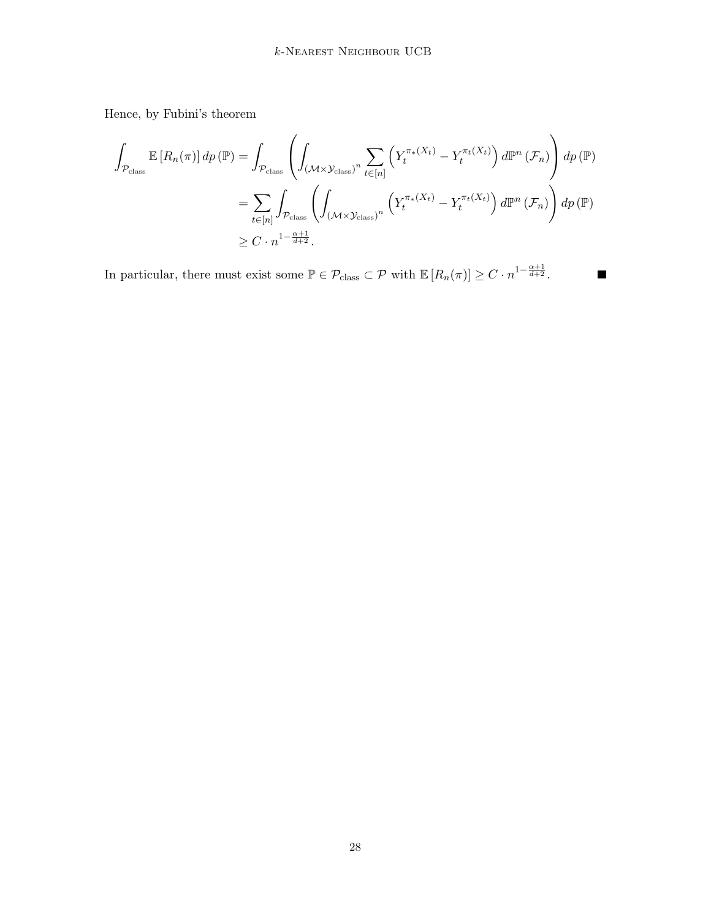Hence, by Fubini's theorem

$$
\begin{aligned}
\int_{\mathcal{P}_{\text{class}}} \mathbb{E}\left[R_n(\pi)\right] dp\left(\mathbb{P}\right) &= \int_{\mathcal{P}_{\text{class}}} \left( \int_{(\mathcal{M}\times\mathcal{Y}_{\text{class}})^n} \sum_{t\in[n]} \left( Y_t^{\pi_*(X_t)} - Y_t^{\pi_t(X_t)} \right) d\mathbb{P}^n\left(\mathcal{F}_n\right) \right) dp\left(\mathbb{P}\right) \\
&= \sum_{t\in[n]} \int_{\mathcal{P}_{\text{class}}} \left( \int_{(\mathcal{M}\times\mathcal{Y}_{\text{class}})^n} \left( Y_t^{\pi_*(X_t)} - Y_t^{\pi_t(X_t)} \right) d\mathbb{P}^n\left(\mathcal{F}_n\right) \right) dp\left(\mathbb{P}\right) \\
&\geq C \cdot n^{1-\frac{\alpha+1}{d+2}}.
\end{aligned}
$$

In particular, there must exist some $\mathbb{P} \in \mathcal{P}_{\text{class}} \subset \mathcal{P}$ with $\mathbb{E}\left[R_n(\pi)\right] \geq C \cdot n^{1-\frac{\alpha+1}{d+2}}$. ∎